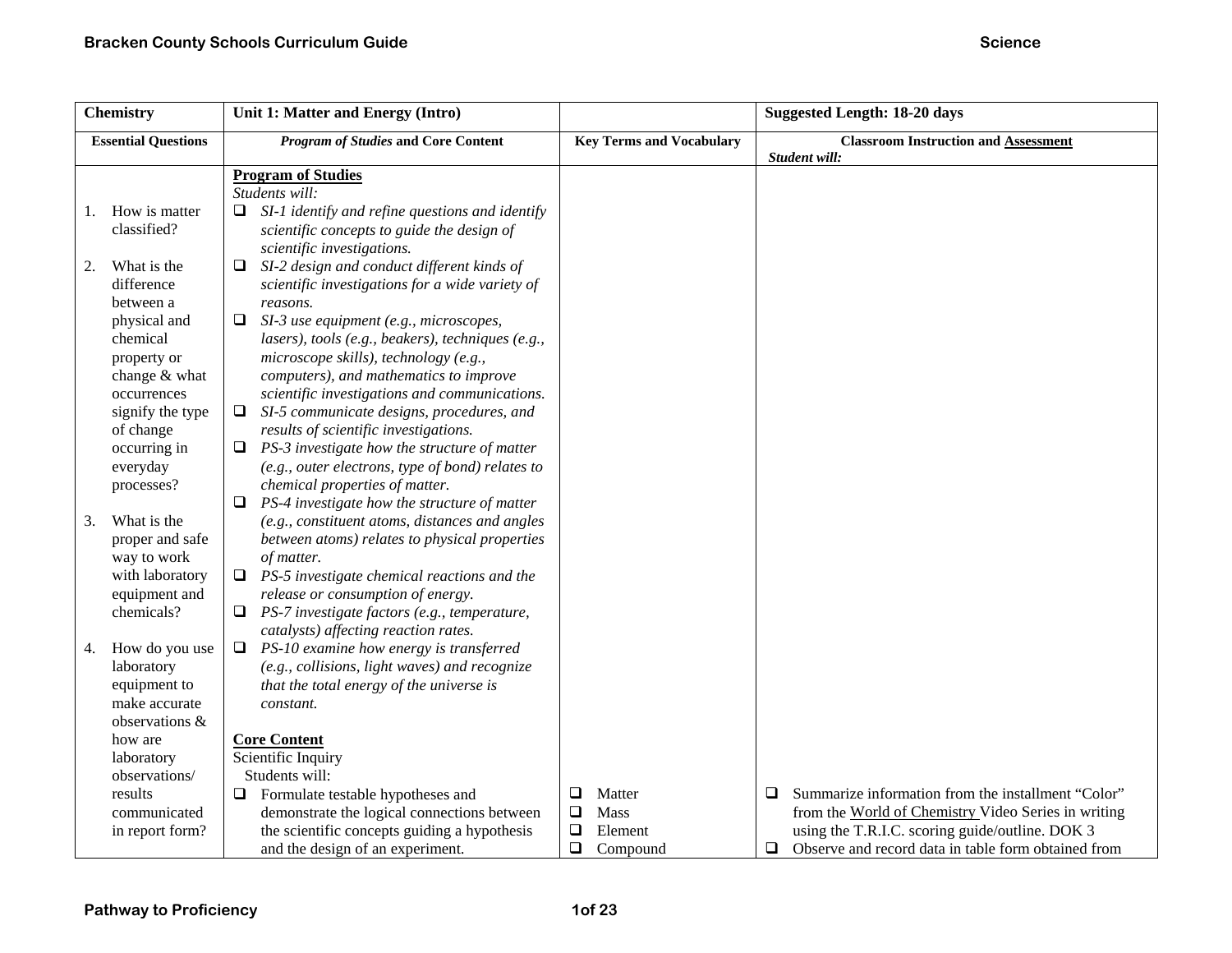| Chemistry | Unit 1: Matter and Energy (Intro) | | Suggested Length: 18-20 days |
|---|---|---|---|
| **Essential Questions** | ***Program of Studies* and Core Content** | **Key Terms and Vocabulary** | **Classroom Instruction and Assessment** *Student will:* |
| 1. How is matter classified?<br><br>2. What is the difference between a physical and chemical property or change & what occurrences signify the type of change occurring in everyday processes?<br><br>3. What is the proper and safe way to work with laboratory equipment and chemicals?<br><br>4. How do you use laboratory equipment to make accurate observations & how are laboratory observations/ results communicated in report form? | **Program of Studies**<br>*Students will:*<br>❑ *SI-1 identify and refine questions and identify scientific concepts to guide the design of scientific investigations.*<br>❑ *SI-2 design and conduct different kinds of scientific investigations for a wide variety of reasons.*<br>❑ *SI-3 use equipment (e.g., microscopes, lasers), tools (e.g., beakers), techniques (e.g., microscope skills), technology (e.g., computers), and mathematics to improve scientific investigations and communications.*<br>❑ *SI-5 communicate designs, procedures, and results of scientific investigations.*<br>❑ *PS-3 investigate how the structure of matter (e.g., outer electrons, type of bond) relates to chemical properties of matter.*<br>❑ *PS-4 investigate how the structure of matter (e.g., constituent atoms, distances and angles between atoms) relates to physical properties of matter.*<br>❑ *PS-5 investigate chemical reactions and the release or consumption of energy.*<br>❑ *PS-7 investigate factors (e.g., temperature, catalysts) affecting reaction rates.*<br>❑ *PS-10 examine how energy is transferred (e.g., collisions, light waves) and recognize that the total energy of the universe is constant.*<br><br>**Core Content**<br>Scientific Inquiry<br>Students will:<br>❑ Formulate testable hypotheses and demonstrate the logical connections between the scientific concepts guiding a hypothesis and the design of an experiment. | ❑ Matter<br>❑ Mass<br>❑ Element<br>❑ Compound | ❑ Summarize information from the installment "Color" from the World of Chemistry Video Series in writing using the T.R.I.C. scoring guide/outline. DOK 3<br>❑ Observe and record data in table form obtained from |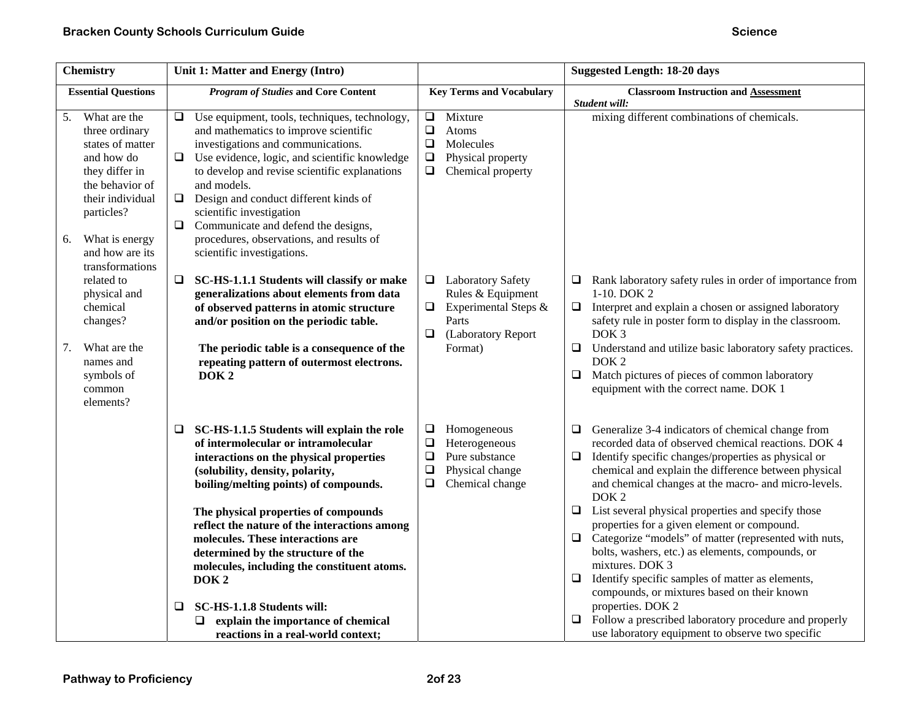| Chemistry | Unit 1: Matter and Energy (Intro) | | Suggested Length: 18-20 days |
|---|---|---|---|
| **Essential Questions** | ***Program of Studies* and Core Content** | **Key Terms and Vocabulary** | **Classroom Instruction and Assessment** *Student will:* |
| 5. What are the three ordinary states of matter and how do they differ in the behavior of their individual particles?<br><br>6. What is energy and how are its transformations related to physical and chemical changes?<br><br>7. What are the names and symbols of common elements? | ❑ Use equipment, tools, techniques, technology, and mathematics to improve scientific investigations and communications.<br>❑ Use evidence, logic, and scientific knowledge to develop and revise scientific explanations and models.<br>❑ Design and conduct different kinds of scientific investigation<br>❑ Communicate and defend the designs, procedures, observations, and results of scientific investigations. | ❑ Mixture<br>❑ Atoms<br>❑ Molecules<br>❑ Physical property<br>❑ Chemical property | mixing different combinations of chemicals. |
| | ❑ **SC-HS-1.1.1 Students will classify or make generalizations about elements from data of observed patterns in atomic structure and/or position on the periodic table.**<br><br>**The periodic table is a consequence of the repeating pattern of outermost electrons. DOK 2** | ❑ Laboratory Safety Rules & Equipment<br>❑ Experimental Steps & Parts<br>❑ (Laboratory Report Format) | ❑ Rank laboratory safety rules in order of importance from 1-10. DOK 2<br>❑ Interpret and explain a chosen or assigned laboratory safety rule in poster form to display in the classroom. DOK 3<br>❑ Understand and utilize basic laboratory safety practices. DOK 2<br>❑ Match pictures of pieces of common laboratory equipment with the correct name. DOK 1 |
| | ❑ **SC-HS-1.1.5 Students will explain the role of intermolecular or intramolecular interactions on the physical properties (solubility, density, polarity, boiling/melting points) of compounds.**<br><br>**The physical properties of compounds reflect the nature of the interactions among molecules. These interactions are determined by the structure of the molecules, including the constituent atoms. DOK 2**<br><br>❑ **SC-HS-1.1.8 Students will:**<br>❑ **explain the importance of chemical reactions in a real-world context;** | ❑ Homogeneous<br>❑ Heterogeneous<br>❑ Pure substance<br>❑ Physical change<br>❑ Chemical change | ❑ Generalize 3-4 indicators of chemical change from recorded data of observed chemical reactions. DOK 4<br>❑ Identify specific changes/properties as physical or chemical and explain the difference between physical and chemical changes at the macro- and micro-levels. DOK 2<br>❑ List several physical properties and specify those properties for a given element or compound.<br>❑ Categorize "models" of matter (represented with nuts, bolts, washers, etc.) as elements, compounds, or mixtures. DOK 3<br>❑ Identify specific samples of matter as elements, compounds, or mixtures based on their known properties. DOK 2<br>❑ Follow a prescribed laboratory procedure and properly use laboratory equipment to observe two specific |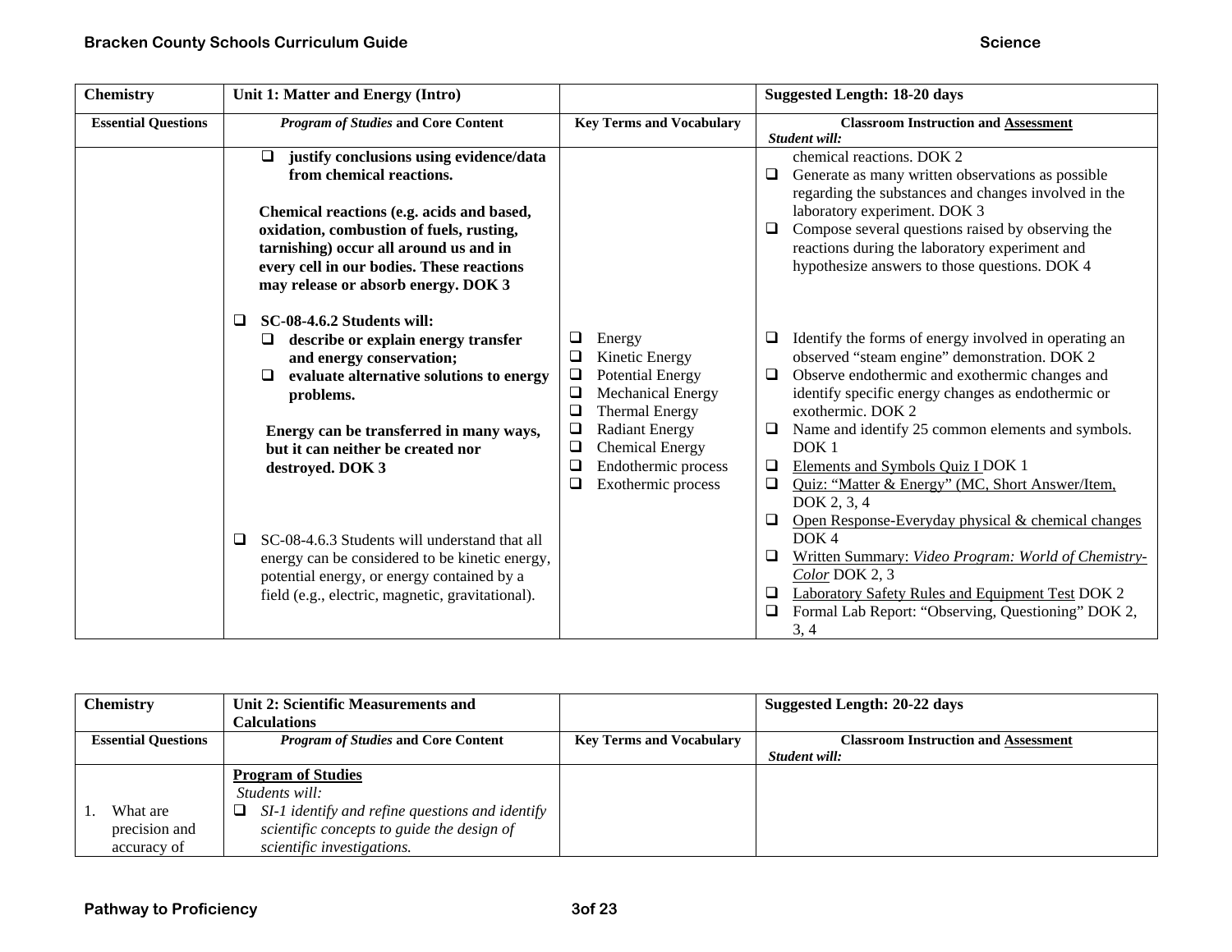| Chemistry | Unit 1: Matter and Energy (Intro) | | Suggested Length: 18-20 days |
|---|---|---|---|
| **Essential Questions** | ***Program of Studies* and Core Content** | **Key Terms and Vocabulary** | **Classroom Instruction and Assessment** *Student will:* |
| | ❑ **justify conclusions using evidence/data from chemical reactions.**<br><br>**Chemical reactions (e.g. acids and based, oxidation, combustion of fuels, rusting, tarnishing) occur all around us and in every cell in our bodies. These reactions may release or absorb energy. DOK 3**<br><br>❑ **SC-08-4.6.2 Students will:**<br>❑ **describe or explain energy transfer and energy conservation;**<br>❑ **evaluate alternative solutions to energy problems.**<br><br>**Energy can be transferred in many ways, but it can neither be created nor destroyed. DOK 3**<br><br>❑ SC-08-4.6.3 Students will understand that all energy can be considered to be kinetic energy, potential energy, or energy contained by a field (e.g., electric, magnetic, gravitational). | ❑ Energy<br>❑ Kinetic Energy<br>❑ Potential Energy<br>❑ Mechanical Energy<br>❑ Thermal Energy<br>❑ Radiant Energy<br>❑ Chemical Energy<br>❑ Endothermic process<br>❑ Exothermic process | chemical reactions. DOK 2<br>❑ Generate as many written observations as possible regarding the substances and changes involved in the laboratory experiment. DOK 3<br>❑ Compose several questions raised by observing the reactions during the laboratory experiment and hypothesize answers to those questions. DOK 4<br><br>❑ Identify the forms of energy involved in operating an observed "steam engine" demonstration. DOK 2<br>❑ Observe endothermic and exothermic changes and identify specific energy changes as endothermic or exothermic. DOK 2<br>❑ Name and identify 25 common elements and symbols. DOK 1<br>❑ Elements and Symbols Quiz I DOK 1<br>❑ Quiz: "Matter & Energy" (MC, Short Answer/Item, DOK 2, 3, 4<br>❑ Open Response-Everyday physical & chemical changes DOK 4<br>❑ Written Summary: *Video Program: World of Chemistry-Color* DOK 2, 3<br>❑ Laboratory Safety Rules and Equipment Test DOK 2<br>❑ Formal Lab Report: "Observing, Questioning" DOK 2, 3, 4 |

| Chemistry | Unit 2: Scientific Measurements and Calculations | | Suggested Length: 20-22 days |
|---|---|---|---|
| **Essential Questions** | ***Program of Studies* and Core Content** | **Key Terms and Vocabulary** | **Classroom Instruction and Assessment** *Student will:* |
| 1. What are precision and accuracy of | **Program of Studies**<br>*Students will:*<br>❑ *SI-1 identify and refine questions and identify scientific concepts to guide the design of scientific investigations.* | | |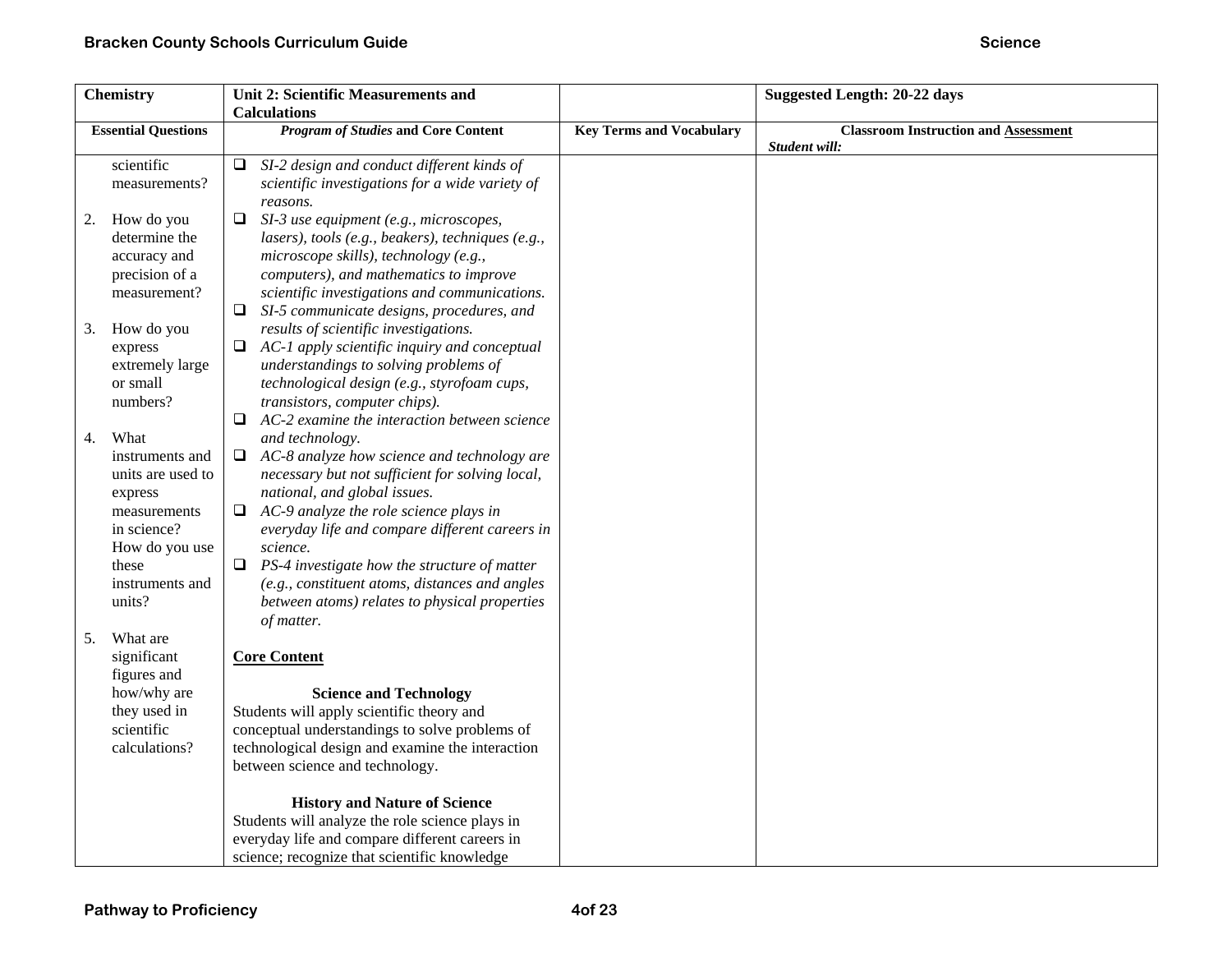| Chemistry | Unit 2: Scientific Measurements and Calculations | | Suggested Length: 20-22 days |
|---|---|---|---|
| **Essential Questions** | ***Program of Studies* and Core Content** | **Key Terms and Vocabulary** | **Classroom Instruction and Assessment** *Student will:* |
| scientific measurements?<br><br>2. How do you determine the accuracy and precision of a measurement?<br><br>3. How do you express extremely large or small numbers?<br><br>4. What instruments and units are used to express measurements in science? How do you use these instruments and units?<br><br>5. What are significant figures and how/why are they used in scientific calculations? | ❑ *SI-2 design and conduct different kinds of scientific investigations for a wide variety of reasons.*<br>❑ *SI-3 use equipment (e.g., microscopes, lasers), tools (e.g., beakers), techniques (e.g., microscope skills), technology (e.g., computers), and mathematics to improve scientific investigations and communications.*<br>❑ *SI-5 communicate designs, procedures, and results of scientific investigations.*<br>❑ *AC-1 apply scientific inquiry and conceptual understandings to solving problems of technological design (e.g., styrofoam cups, transistors, computer chips).*<br>❑ *AC-2 examine the interaction between science and technology.*<br>❑ *AC-8 analyze how science and technology are necessary but not sufficient for solving local, national, and global issues.*<br>❑ *AC-9 analyze the role science plays in everyday life and compare different careers in science.*<br>❑ *PS-4 investigate how the structure of matter (e.g., constituent atoms, distances and angles between atoms) relates to physical properties of matter.*<br><br>**Core Content**<br><br>**Science and Technology**<br>Students will apply scientific theory and conceptual understandings to solve problems of technological design and examine the interaction between science and technology.<br><br>**History and Nature of Science**<br>Students will analyze the role science plays in everyday life and compare different careers in science; recognize that scientific knowledge | | |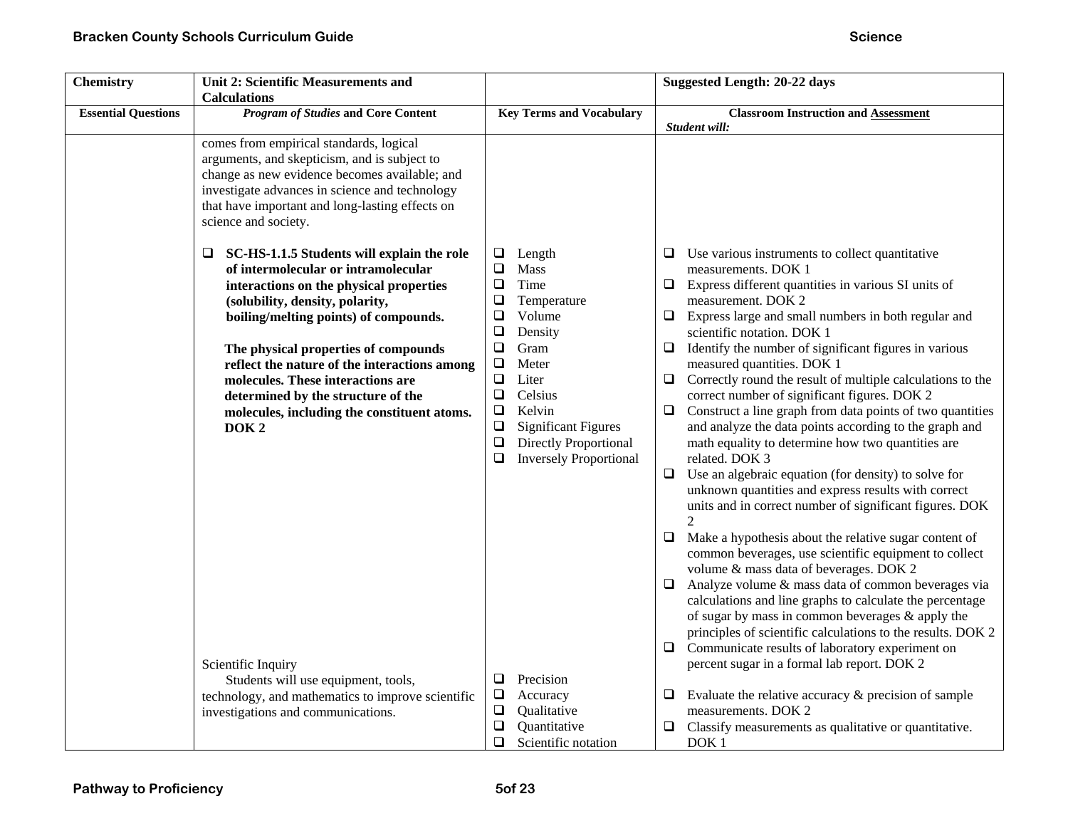| Chemistry | Unit 2: Scientific Measurements and Calculations | | Suggested Length: 20-22 days |
|---|---|---|---|
| **Essential Questions** | ***Program of Studies* and Core Content** | **Key Terms and Vocabulary** | **Classroom Instruction and Assessment** *Student will:* |
| | comes from empirical standards, logical arguments, and skepticism, and is subject to change as new evidence becomes available; and investigate advances in science and technology that have important and long-lasting effects on science and society. | | |
| | ❑ **SC-HS-1.1.5 Students will explain the role of intermolecular or intramolecular interactions on the physical properties (solubility, density, polarity, boiling/melting points) of compounds.** **The physical properties of compounds reflect the nature of the interactions among molecules. These interactions are determined by the structure of the molecules, including the constituent atoms. DOK 2** | ❑ Length<br>❑ Mass<br>❑ Time<br>❑ Temperature<br>❑ Volume<br>❑ Density<br>❑ Gram<br>❑ Meter<br>❑ Liter<br>❑ Celsius<br>❑ Kelvin<br>❑ Significant Figures<br>❑ Directly Proportional<br>❑ Inversely Proportional | ❑ Use various instruments to collect quantitative measurements. DOK 1<br>❑ Express different quantities in various SI units of measurement. DOK 2<br>❑ Express large and small numbers in both regular and scientific notation. DOK 1<br>❑ Identify the number of significant figures in various measured quantities. DOK 1<br>❑ Correctly round the result of multiple calculations to the correct number of significant figures. DOK 2<br>❑ Construct a line graph from data points of two quantities and analyze the data points according to the graph and math equality to determine how two quantities are related. DOK 3<br>❑ Use an algebraic equation (for density) to solve for unknown quantities and express results with correct units and in correct number of significant figures. DOK 2<br>❑ Make a hypothesis about the relative sugar content of common beverages, use scientific equipment to collect volume & mass data of beverages. DOK 2<br>❑ Analyze volume & mass data of common beverages via calculations and line graphs to calculate the percentage of sugar by mass in common beverages & apply the principles of scientific calculations to the results. DOK 2<br>❑ Communicate results of laboratory experiment on percent sugar in a formal lab report. DOK 2 |
| | Scientific Inquiry<br>Students will use equipment, tools, technology, and mathematics to improve scientific investigations and communications. | ❑ Precision<br>❑ Accuracy<br>❑ Qualitative<br>❑ Quantitative<br>❑ Scientific notation | ❑ Evaluate the relative accuracy & precision of sample measurements. DOK 2<br>❑ Classify measurements as qualitative or quantitative. DOK 1 |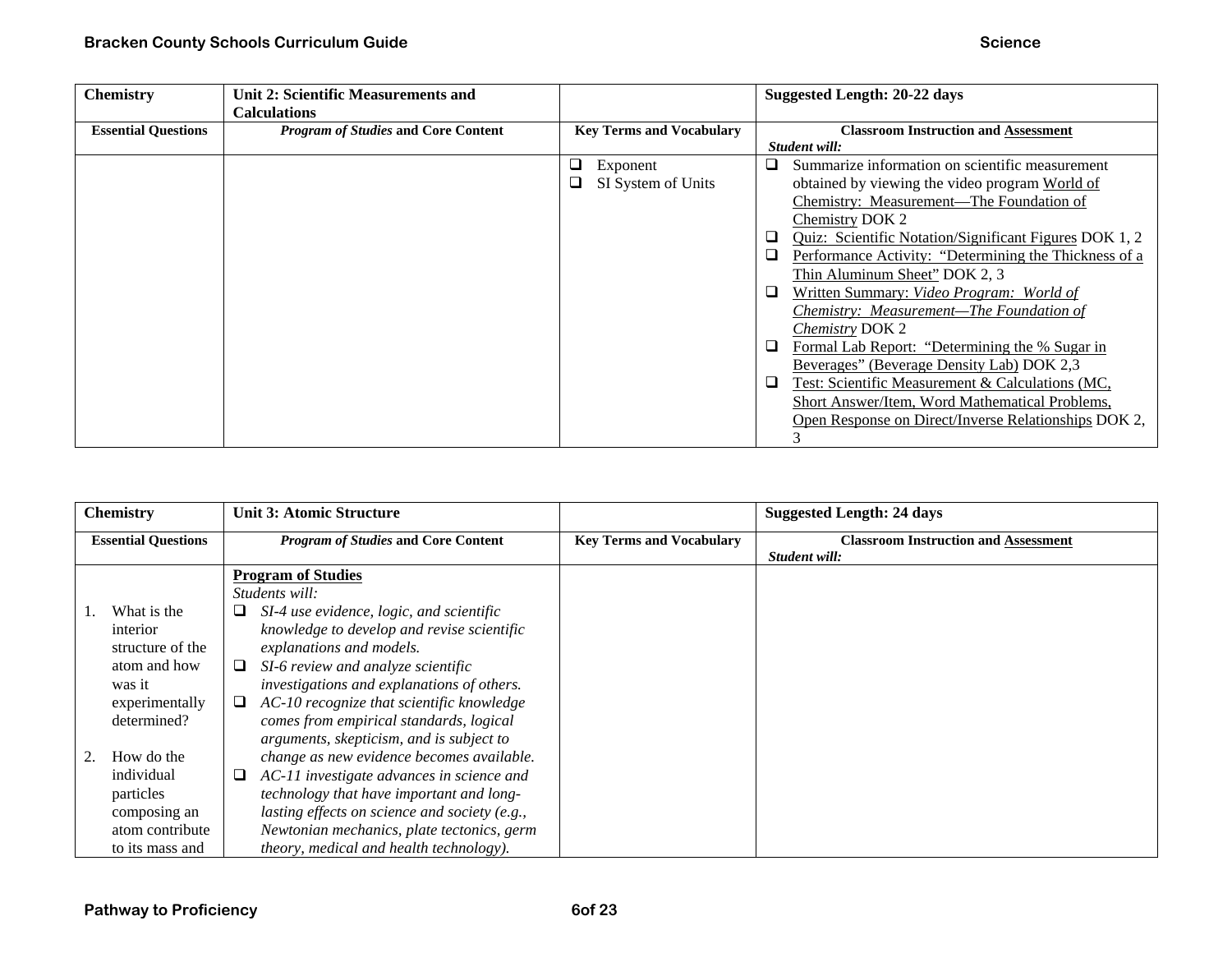| Chemistry | Unit 2: Scientific Measurements and Calculations | | Suggested Length: 20-22 days |
|---|---|---|---|
| **Essential Questions** | ***Program of Studies* and Core Content** | **Key Terms and Vocabulary** | **Classroom Instruction and Assessment** *Student will:* |
| | | ❑ Exponent<br>❑ SI System of Units | ❑ Summarize information on scientific measurement obtained by viewing the video program World of Chemistry: Measurement—The Foundation of Chemistry DOK 2<br>❑ Quiz: Scientific Notation/Significant Figures DOK 1, 2<br>❑ Performance Activity: "Determining the Thickness of a Thin Aluminum Sheet" DOK 2, 3<br>❑ Written Summary: *Video Program: World of Chemistry: Measurement—The Foundation of Chemistry* DOK 2<br>❑ Formal Lab Report: "Determining the % Sugar in Beverages" (Beverage Density Lab) DOK 2,3<br>❑ Test: Scientific Measurement & Calculations (MC, Short Answer/Item, Word Mathematical Problems, Open Response on Direct/Inverse Relationships DOK 2, 3 |

| Chemistry | Unit 3: Atomic Structure | | Suggested Length: 24 days |
|---|---|---|---|
| **Essential Questions** | ***Program of Studies* and Core Content** | **Key Terms and Vocabulary** | **Classroom Instruction and Assessment** *Student will:* |
| 1. What is the interior structure of the atom and how was it experimentally determined?<br><br>2. How do the individual particles composing an atom contribute to its mass and | **Program of Studies**<br>*Students will:*<br>❑ *SI-4 use evidence, logic, and scientific knowledge to develop and revise scientific explanations and models.*<br>❑ *SI-6 review and analyze scientific investigations and explanations of others.*<br>❑ *AC-10 recognize that scientific knowledge comes from empirical standards, logical arguments, skepticism, and is subject to change as new evidence becomes available.*<br>❑ *AC-11 investigate advances in science and technology that have important and long-lasting effects on science and society (e.g., Newtonian mechanics, plate tectonics, germ theory, medical and health technology).* | | |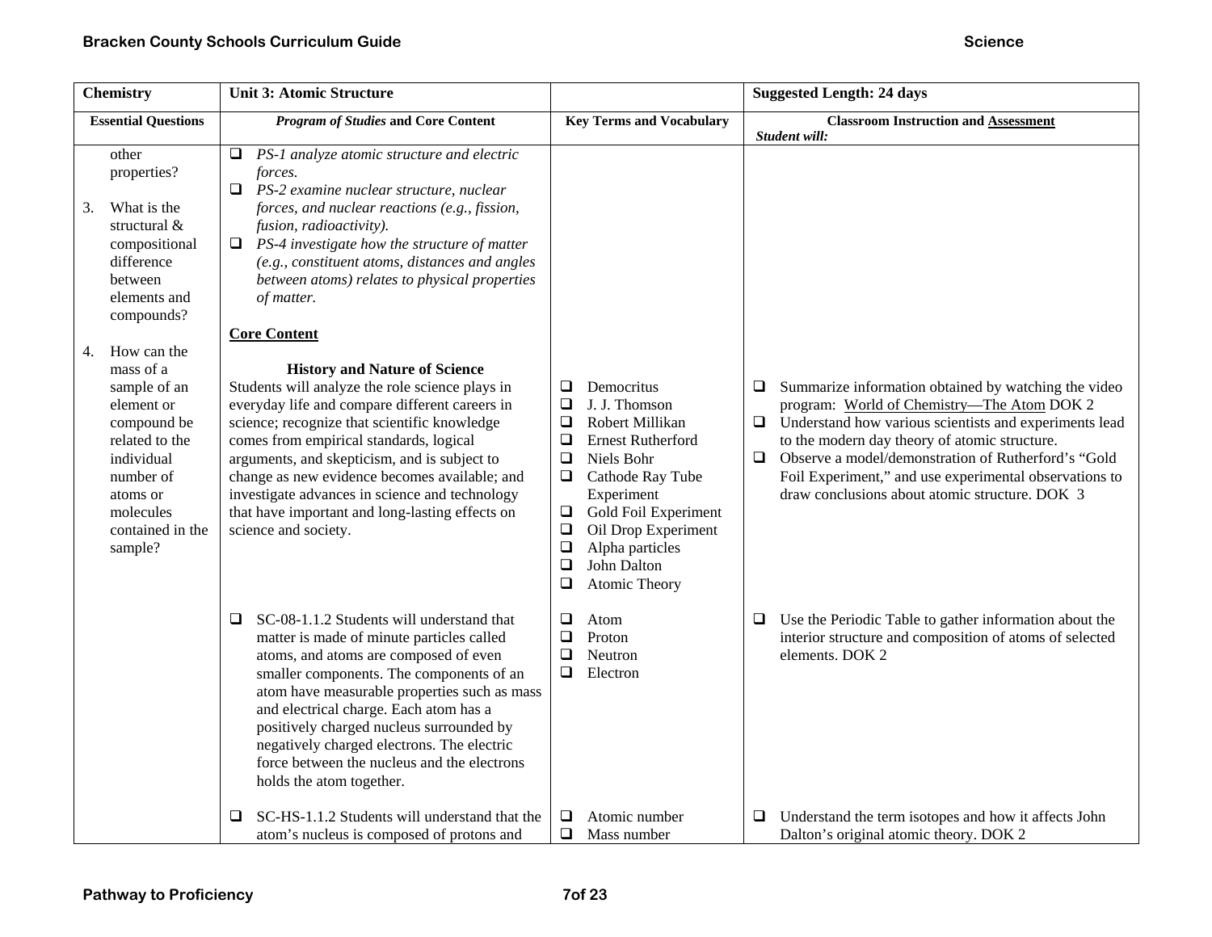| Chemistry | Unit 3: Atomic Structure | | Suggested Length: 24 days |
|---|---|---|---|
| **Essential Questions** | ***Program of Studies* and Core Content** | **Key Terms and Vocabulary** | **Classroom Instruction and Assessment**<br>***Student will:*** |
| other properties?<br><br>3. What is the structural & compositional difference between elements and compounds?<br><br>4. How can the mass of a sample of an element or compound be related to the individual number of atoms or molecules contained in the sample? | ❑ *PS-1 analyze atomic structure and electric forces.*<br>❑ *PS-2 examine nuclear structure, nuclear forces, and nuclear reactions (e.g., fission, fusion, radioactivity).*<br>❑ *PS-4 investigate how the structure of matter (e.g., constituent atoms, distances and angles between atoms) relates to physical properties of matter.*<br><br>**Core Content**<br><br>**History and Nature of Science**<br>Students will analyze the role science plays in everyday life and compare different careers in science; recognize that scientific knowledge comes from empirical standards, logical arguments, and skepticism, and is subject to change as new evidence becomes available; and investigate advances in science and technology that have important and long-lasting effects on science and society. | ❑ Democritus<br>❑ J. J. Thomson<br>❑ Robert Millikan<br>❑ Ernest Rutherford<br>❑ Niels Bohr<br>❑ Cathode Ray Tube Experiment<br>❑ Gold Foil Experiment<br>❑ Oil Drop Experiment<br>❑ Alpha particles<br>❑ John Dalton<br>❑ Atomic Theory | ❑ Summarize information obtained by watching the video program: World of Chemistry—The Atom DOK 2<br>❑ Understand how various scientists and experiments lead to the modern day theory of atomic structure.<br>❑ Observe a model/demonstration of Rutherford's "Gold Foil Experiment," and use experimental observations to draw conclusions about atomic structure. DOK 3 |
| | ❑ SC-08-1.1.2 Students will understand that matter is made of minute particles called atoms, and atoms are composed of even smaller components. The components of an atom have measurable properties such as mass and electrical charge. Each atom has a positively charged nucleus surrounded by negatively charged electrons. The electric force between the nucleus and the electrons holds the atom together. | ❑ Atom<br>❑ Proton<br>❑ Neutron<br>❑ Electron | ❑ Use the Periodic Table to gather information about the interior structure and composition of atoms of selected elements. DOK 2 |
| | ❑ SC-HS-1.1.2 Students will understand that the atom's nucleus is composed of protons and | ❑ Atomic number<br>❑ Mass number | ❑ Understand the term isotopes and how it affects John Dalton's original atomic theory. DOK 2 |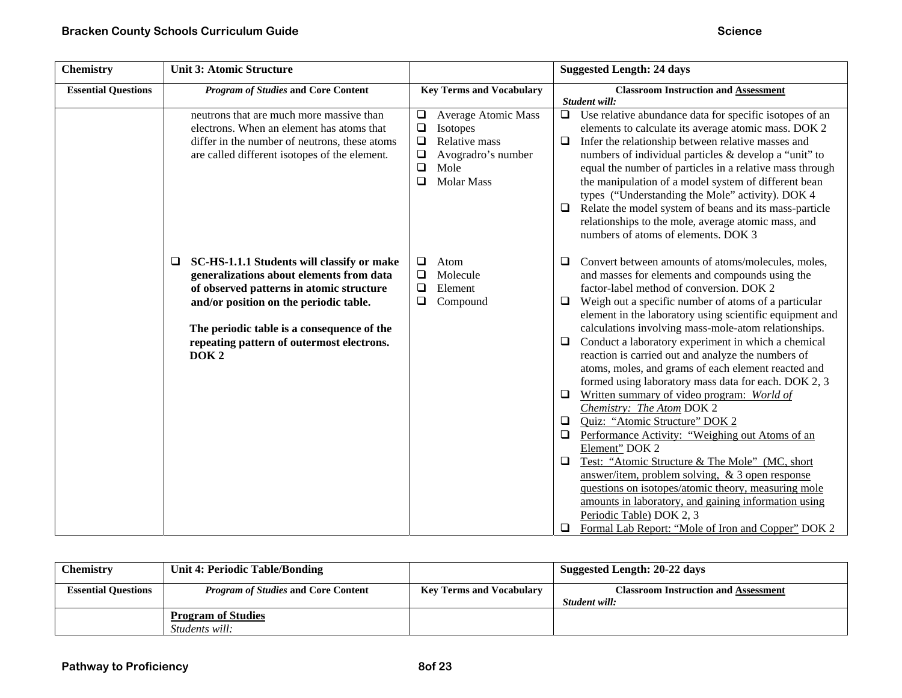| Chemistry | Unit 3: Atomic Structure | | Suggested Length: 24 days |
|---|---|---|---|
| **Essential Questions** | ***Program of Studies* and Core Content** | **Key Terms and Vocabulary** | **Classroom Instruction and Assessment** *Student will:* |
| | neutrons that are much more massive than electrons. When an element has atoms that differ in the number of neutrons, these atoms are called different isotopes of the element. | ❑ Average Atomic Mass<br>❑ Isotopes<br>❑ Relative mass<br>❑ Avogradro's number<br>❑ Mole<br>❑ Molar Mass | ❑ Use relative abundance data for specific isotopes of an elements to calculate its average atomic mass. DOK 2<br>❑ Infer the relationship between relative masses and numbers of individual particles & develop a "unit" to equal the number of particles in a relative mass through the manipulation of a model system of different bean types ("Understanding the Mole" activity). DOK 4<br>❑ Relate the model system of beans and its mass-particle relationships to the mole, average atomic mass, and numbers of atoms of elements. DOK 3 |
| | ❑ **SC-HS-1.1.1 Students will classify or make generalizations about elements from data of observed patterns in atomic structure and/or position on the periodic table.**<br><br>**The periodic table is a consequence of the repeating pattern of outermost electrons. DOK 2** | ❑ Atom<br>❑ Molecule<br>❑ Element<br>❑ Compound | ❑ Convert between amounts of atoms/molecules, moles, and masses for elements and compounds using the factor-label method of conversion. DOK 2<br>❑ Weigh out a specific number of atoms of a particular element in the laboratory using scientific equipment and calculations involving mass-mole-atom relationships.<br>❑ Conduct a laboratory experiment in which a chemical reaction is carried out and analyze the numbers of atoms, moles, and grams of each element reacted and formed using laboratory mass data for each. DOK 2, 3<br>❑ <u>Written summary of video program: *World of Chemistry: The Atom*</u> DOK 2<br>❑ <u>Quiz: "Atomic Structure"</u> DOK 2<br>❑ <u>Performance Activity: "Weighing out Atoms of an Element"</u> DOK 2<br>❑ <u>Test: "Atomic Structure & The Mole" (MC, short answer/item, problem solving, & 3 open response questions on isotopes/atomic theory, measuring mole amounts in laboratory, and gaining information using Periodic Table)</u> DOK 2, 3<br>❑ <u>Formal Lab Report: "Mole of Iron and Copper"</u> DOK 2 |

| Chemistry | Unit 4: Periodic Table/Bonding | | Suggested Length: 20-22 days |
|---|---|---|---|
| **Essential Questions** | ***Program of Studies* and Core Content** | **Key Terms and Vocabulary** | **Classroom Instruction and Assessment** *Student will:* |
| | **<u>Program of Studies</u>**<br>*Students will:* | | |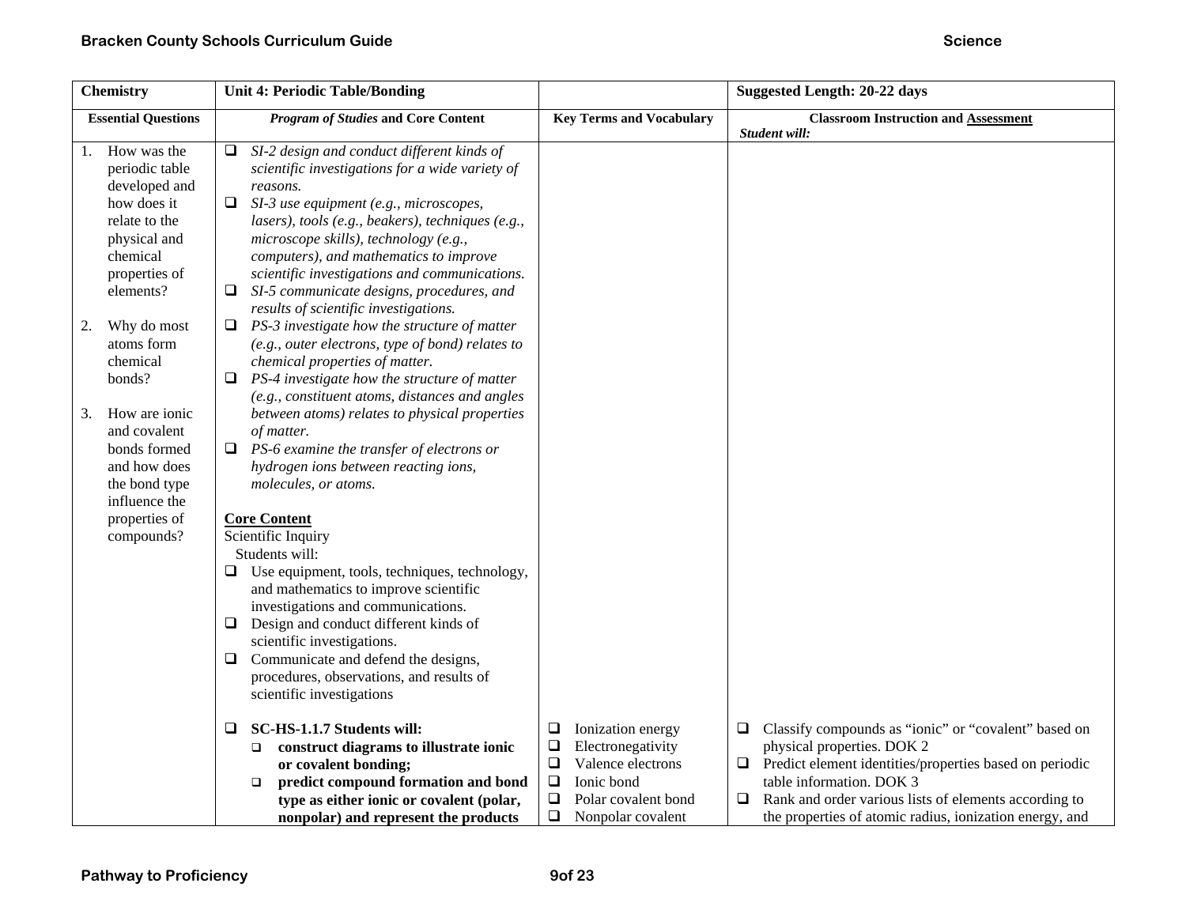| Chemistry | Unit 4: Periodic Table/Bonding | | Suggested Length: 20-22 days |
|---|---|---|---|
| **Essential Questions** | ***Program of Studies* and Core Content** | **Key Terms and Vocabulary** | **Classroom Instruction and Assessment** *Student will:* |
| 1. How was the periodic table developed and how does it relate to the physical and chemical properties of elements?<br><br>2. Why do most atoms form chemical bonds?<br><br>3. How are ionic and covalent bonds formed and how does the bond type influence the properties of compounds? | ❑ *SI-2 design and conduct different kinds of scientific investigations for a wide variety of reasons.*<br>❑ *SI-3 use equipment (e.g., microscopes, lasers), tools (e.g., beakers), techniques (e.g., microscope skills), technology (e.g., computers), and mathematics to improve scientific investigations and communications.*<br>❑ *SI-5 communicate designs, procedures, and results of scientific investigations.*<br>❑ *PS-3 investigate how the structure of matter (e.g., outer electrons, type of bond) relates to chemical properties of matter.*<br>❑ *PS-4 investigate how the structure of matter (e.g., constituent atoms, distances and angles between atoms) relates to physical properties of matter.*<br>❑ *PS-6 examine the transfer of electrons or hydrogen ions between reacting ions, molecules, or atoms.*<br><br>**Core Content**<br>Scientific Inquiry<br>Students will:<br>❑ Use equipment, tools, techniques, technology, and mathematics to improve scientific investigations and communications.<br>❑ Design and conduct different kinds of scientific investigations.<br>❑ Communicate and defend the designs, procedures, observations, and results of scientific investigations | | |
| | ❑ **SC-HS-1.1.7 Students will:**<br>❑ **construct diagrams to illustrate ionic or covalent bonding;**<br>❑ **predict compound formation and bond type as either ionic or covalent (polar, nonpolar) and represent the products** | ❑ Ionization energy<br>❑ Electronegativity<br>❑ Valence electrons<br>❑ Ionic bond<br>❑ Polar covalent bond<br>❑ Nonpolar covalent | ❑ Classify compounds as "ionic" or "covalent" based on physical properties. DOK 2<br>❑ Predict element identities/properties based on periodic table information. DOK 3<br>❑ Rank and order various lists of elements according to the properties of atomic radius, ionization energy, and |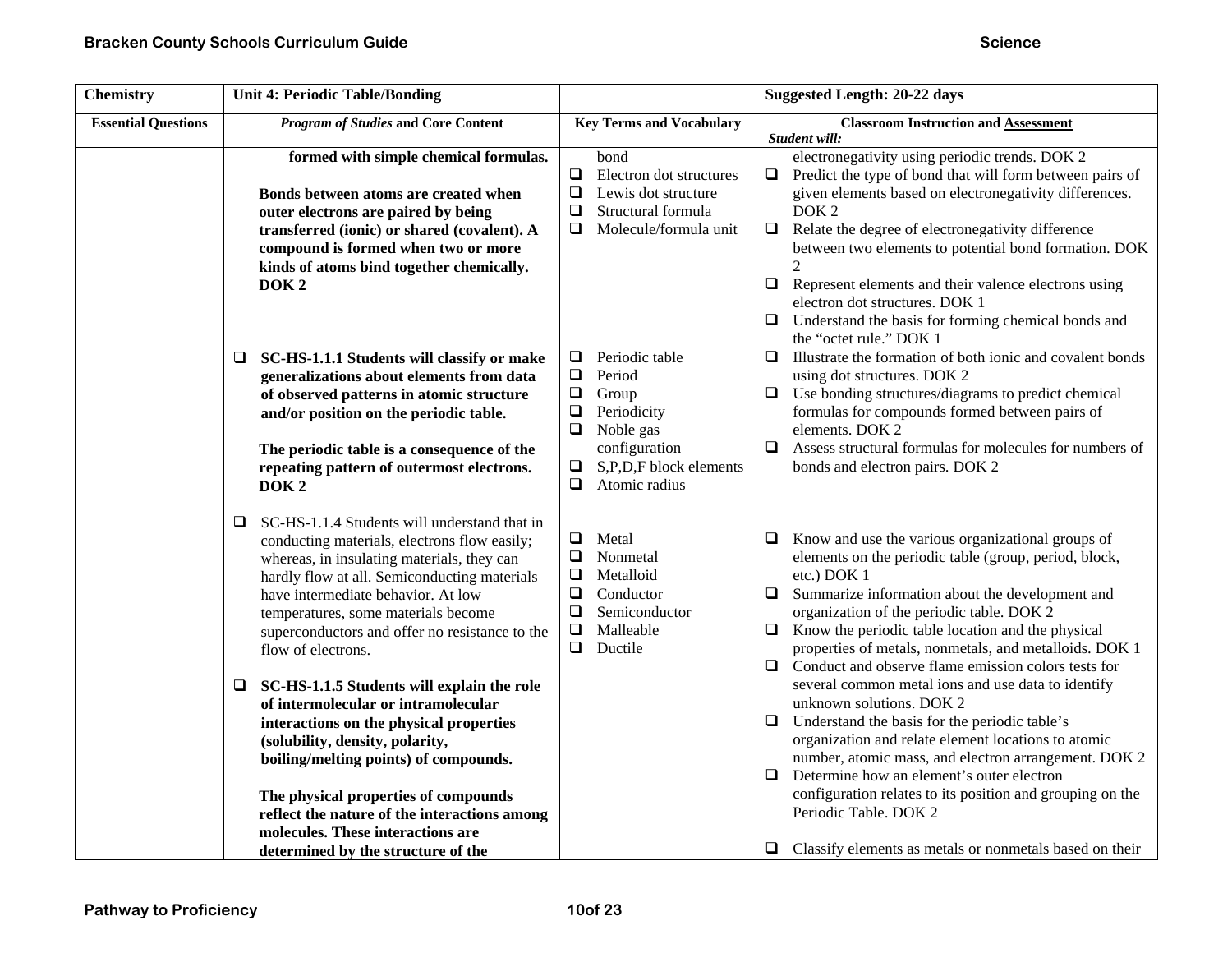| Chemistry | Unit 4: Periodic Table/Bonding | | Suggested Length: 20-22 days |
|---|---|---|---|
| **Essential Questions** | ***Program of Studies* and Core Content** | **Key Terms and Vocabulary** | **Classroom Instruction and <u>Assessment</u>**<br>***Student will:*** |
| | **formed with simple chemical formulas.**<br><br>**Bonds between atoms are created when outer electrons are paired by being transferred (ionic) or shared (covalent). A compound is formed when two or more kinds of atoms bind together chemically. DOK 2** | bond<br>❑ Electron dot structures<br>❑ Lewis dot structure<br>❑ Structural formula<br>❑ Molecule/formula unit | electronegativity using periodic trends. DOK 2<br>❑ Predict the type of bond that will form between pairs of given elements based on electronegativity differences. DOK 2<br>❑ Relate the degree of electronegativity difference between two elements to potential bond formation. DOK 2<br>❑ Represent elements and their valence electrons using electron dot structures. DOK 1<br>❑ Understand the basis for forming chemical bonds and the "octet rule." DOK 1 |
| | ❑ **SC-HS-1.1.1 Students will classify or make generalizations about elements from data of observed patterns in atomic structure and/or position on the periodic table.**<br><br>**The periodic table is a consequence of the repeating pattern of outermost electrons. DOK 2** | ❑ Periodic table<br>❑ Period<br>❑ Group<br>❑ Periodicity<br>❑ Noble gas configuration<br>❑ S,P,D,F block elements<br>❑ Atomic radius | ❑ Illustrate the formation of both ionic and covalent bonds using dot structures. DOK 2<br>❑ Use bonding structures/diagrams to predict chemical formulas for compounds formed between pairs of elements. DOK 2<br>❑ Assess structural formulas for molecules for numbers of bonds and electron pairs. DOK 2 |
| | ❑ SC-HS-1.1.4 Students will understand that in conducting materials, electrons flow easily; whereas, in insulating materials, they can hardly flow at all. Semiconducting materials have intermediate behavior. At low temperatures, some materials become superconductors and offer no resistance to the flow of electrons.<br><br>❑ **SC-HS-1.1.5 Students will explain the role of intermolecular or intramolecular interactions on the physical properties (solubility, density, polarity, boiling/melting points) of compounds.**<br><br>**The physical properties of compounds reflect the nature of the interactions among molecules. These interactions are determined by the structure of the** | ❑ Metal<br>❑ Nonmetal<br>❑ Metalloid<br>❑ Conductor<br>❑ Semiconductor<br>❑ Malleable<br>❑ Ductile | ❑ Know and use the various organizational groups of elements on the periodic table (group, period, block, etc.) DOK 1<br>❑ Summarize information about the development and organization of the periodic table. DOK 2<br>❑ Know the periodic table location and the physical properties of metals, nonmetals, and metalloids. DOK 1<br>❑ Conduct and observe flame emission colors tests for several common metal ions and use data to identify unknown solutions. DOK 2<br>❑ Understand the basis for the periodic table's organization and relate element locations to atomic number, atomic mass, and electron arrangement. DOK 2<br>❑ Determine how an element's outer electron configuration relates to its position and grouping on the Periodic Table. DOK 2<br><br>❑ Classify elements as metals or nonmetals based on their |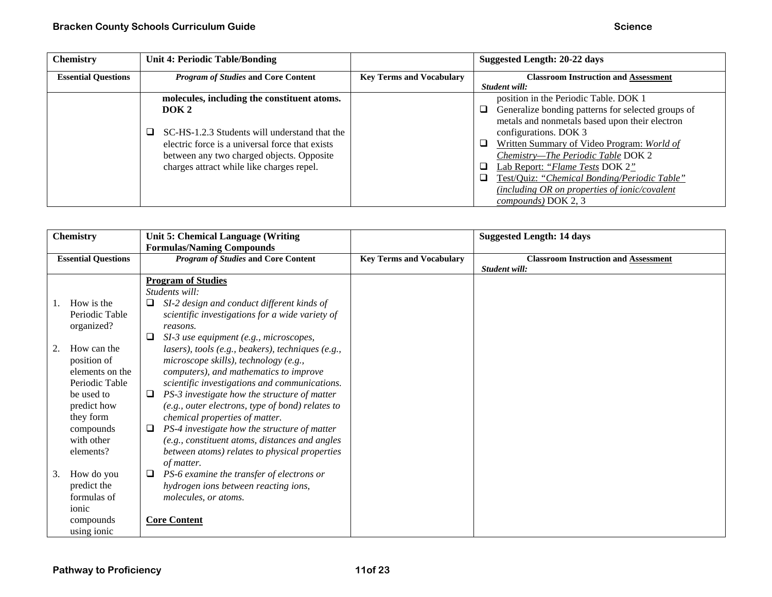| Chemistry | Unit 4: Periodic Table/Bonding | | Suggested Length: 20-22 days |
|---|---|---|---|
| **Essential Questions** | ***Program of Studies* and Core Content** | **Key Terms and Vocabulary** | **Classroom Instruction and Assessment** *Student will:* |
| | **molecules, including the constituent atoms. DOK 2**<br><br>❑ SC-HS-1.2.3 Students will understand that the electric force is a universal force that exists between any two charged objects. Opposite charges attract while like charges repel. | | position in the Periodic Table. DOK 1<br>❑ Generalize bonding patterns for selected groups of metals and nonmetals based upon their electron configurations. DOK 3<br>❑ Written Summary of Video Program: *World of Chemistry—The Periodic Table* DOK 2<br>❑ Lab Report: *"Flame Tests* DOK 2*"*<br>❑ Test/Quiz: *"Chemical Bonding/Periodic Table" (including OR on properties of ionic/covalent compounds)* DOK 2, 3 |

| Chemistry | Unit 5: Chemical Language (Writing Formulas/Naming Compounds | | Suggested Length: 14 days |
|---|---|---|---|
| **Essential Questions** | ***Program of Studies* and Core Content** | **Key Terms and Vocabulary** | **Classroom Instruction and Assessment** *Student will:* |
| 1. How is the Periodic Table organized?<br><br>2. How can the position of elements on the Periodic Table be used to predict how they form compounds with other elements?<br><br>3. How do you predict the formulas of ionic compounds using ionic | **Program of Studies**<br>*Students will:*<br>❑ *SI-2 design and conduct different kinds of scientific investigations for a wide variety of reasons.*<br>❑ *SI-3 use equipment (e.g., microscopes, lasers), tools (e.g., beakers), techniques (e.g., microscope skills), technology (e.g., computers), and mathematics to improve scientific investigations and communications.*<br>❑ *PS-3 investigate how the structure of matter (e.g., outer electrons, type of bond) relates to chemical properties of matter.*<br>❑ *PS-4 investigate how the structure of matter (e.g., constituent atoms, distances and angles between atoms) relates to physical properties of matter.*<br>❑ *PS-6 examine the transfer of electrons or hydrogen ions between reacting ions, molecules, or atoms.*<br><br>**Core Content** | | |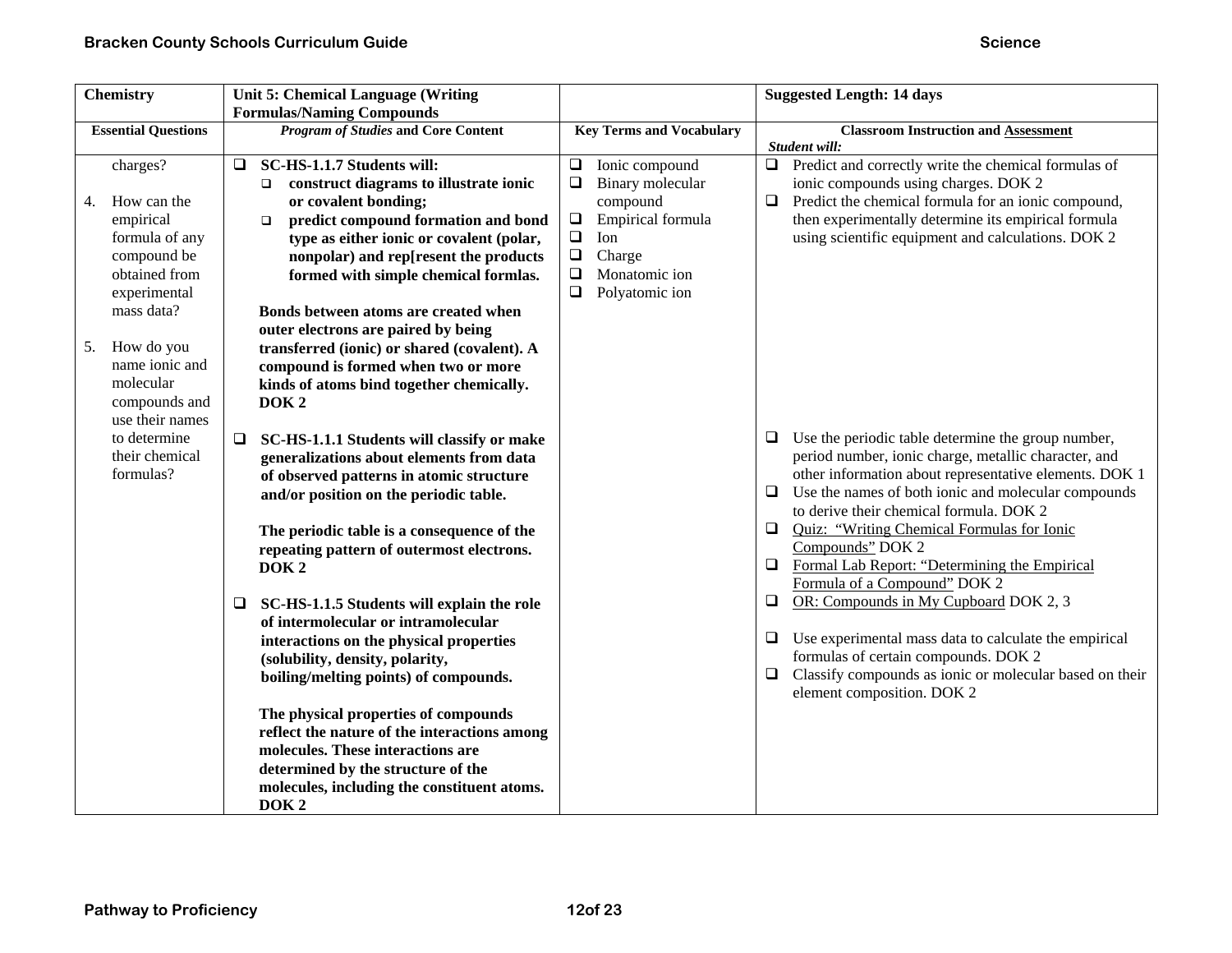| Chemistry | Unit 5: Chemical Language (Writing Formulas/Naming Compounds | | Suggested Length: 14 days |
|---|---|---|---|
| **Essential Questions** | ***Program of Studies* and Core Content** | **Key Terms and Vocabulary** | **Classroom Instruction and Assessment** <br> ***Student will:*** |
| charges?<br><br>4. How can the empirical formula of any compound be obtained from experimental mass data?<br><br>5. How do you name ionic and molecular compounds and use their names to determine their chemical formulas? | ❑ **SC-HS-1.1.7 Students will:**<br>❑ **construct diagrams to illustrate ionic or covalent bonding;**<br>❑ **predict compound formation and bond type as either ionic or covalent (polar, nonpolar) and rep[resent the products formed with simple chemical formlas.**<br><br>**Bonds between atoms are created when outer electrons are paired by being transferred (ionic) or shared (covalent). A compound is formed when two or more kinds of atoms bind together chemically. DOK 2**<br><br>❑ **SC-HS-1.1.1 Students will classify or make generalizations about elements from data of observed patterns in atomic structure and/or position on the periodic table.**<br><br>**The periodic table is a consequence of the repeating pattern of outermost electrons. DOK 2**<br><br>❑ **SC-HS-1.1.5 Students will explain the role of intermolecular or intramolecular interactions on the physical properties (solubility, density, polarity, boiling/melting points) of compounds.**<br><br>**The physical properties of compounds reflect the nature of the interactions among molecules. These interactions are determined by the structure of the molecules, including the constituent atoms. DOK 2** | ❑ Ionic compound<br>❑ Binary molecular compound<br>❑ Empirical formula<br>❑ Ion<br>❑ Charge<br>❑ Monatomic ion<br>❑ Polyatomic ion | ❑ Predict and correctly write the chemical formulas of ionic compounds using charges. DOK 2<br>❑ Predict the chemical formula for an ionic compound, then experimentally determine its empirical formula using scientific equipment and calculations. DOK 2<br><br>❑ Use the periodic table determine the group number, period number, ionic charge, metallic character, and other information about representative elements. DOK 1<br>❑ Use the names of both ionic and molecular compounds to derive their chemical formula. DOK 2<br>❑ Quiz: "Writing Chemical Formulas for Ionic Compounds" DOK 2<br>❑ Formal Lab Report: "Determining the Empirical Formula of a Compound" DOK 2<br>❑ OR: Compounds in My Cupboard DOK 2, 3<br><br>❑ Use experimental mass data to calculate the empirical formulas of certain compounds. DOK 2<br>❑ Classify compounds as ionic or molecular based on their element composition. DOK 2 |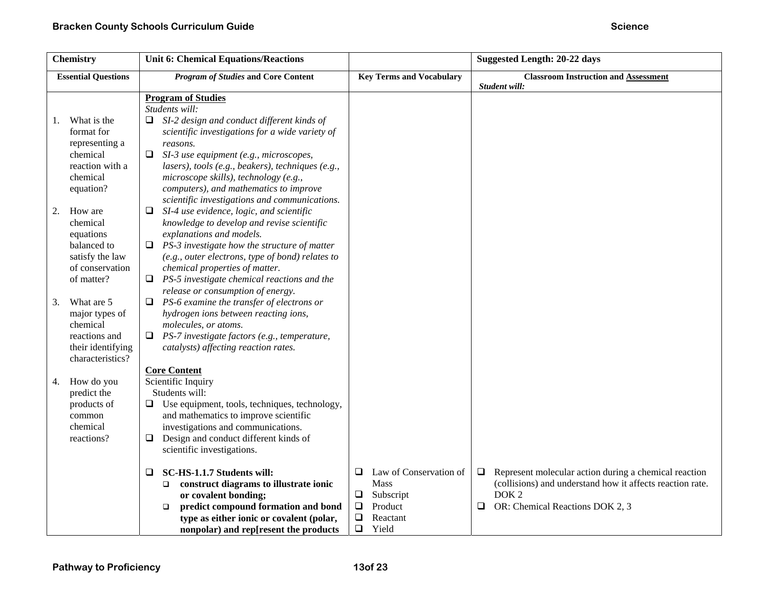| Chemistry | Unit 6: Chemical Equations/Reactions | | Suggested Length: 20-22 days |
|---|---|---|---|
| **Essential Questions** | ***Program of Studies* and Core Content** | **Key Terms and Vocabulary** | **Classroom Instruction and Assessment**<br>***Student will:*** |
| 1. What is the format for representing a chemical reaction with a chemical equation?<br><br>2. How are chemical equations balanced to satisfy the law of conservation of matter?<br><br>3. What are 5 major types of chemical reactions and their identifying characteristics?<br><br>4. How do you predict the products of common chemical reactions? | **Program of Studies**<br>*Students will:*<br>❑ *SI-2 design and conduct different kinds of scientific investigations for a wide variety of reasons.*<br>❑ *SI-3 use equipment (e.g., microscopes, lasers), tools (e.g., beakers), techniques (e.g., microscope skills), technology (e.g., computers), and mathematics to improve scientific investigations and communications.*<br>❑ *SI-4 use evidence, logic, and scientific knowledge to develop and revise scientific explanations and models.*<br>❑ *PS-3 investigate how the structure of matter (e.g., outer electrons, type of bond) relates to chemical properties of matter.*<br>❑ *PS-5 investigate chemical reactions and the release or consumption of energy.*<br>❑ *PS-6 examine the transfer of electrons or hydrogen ions between reacting ions, molecules, or atoms.*<br>❑ *PS-7 investigate factors (e.g., temperature, catalysts) affecting reaction rates.*<br><br>**Core Content**<br>Scientific Inquiry<br>Students will:<br>❑ Use equipment, tools, techniques, technology, and mathematics to improve scientific investigations and communications.<br>❑ Design and conduct different kinds of scientific investigations. | | |
| | ❑ **SC-HS-1.1.7 Students will:**<br>❑ **construct diagrams to illustrate ionic or covalent bonding;**<br>❑ **predict compound formation and bond type as either ionic or covalent (polar, nonpolar) and rep[resent the products** | ❑ Law of Conservation of Mass<br>❑ Subscript<br>❑ Product<br>❑ Reactant<br>❑ Yield | ❑ Represent molecular action during a chemical reaction (collisions) and understand how it affects reaction rate. DOK 2<br>❑ OR: Chemical Reactions DOK 2, 3 |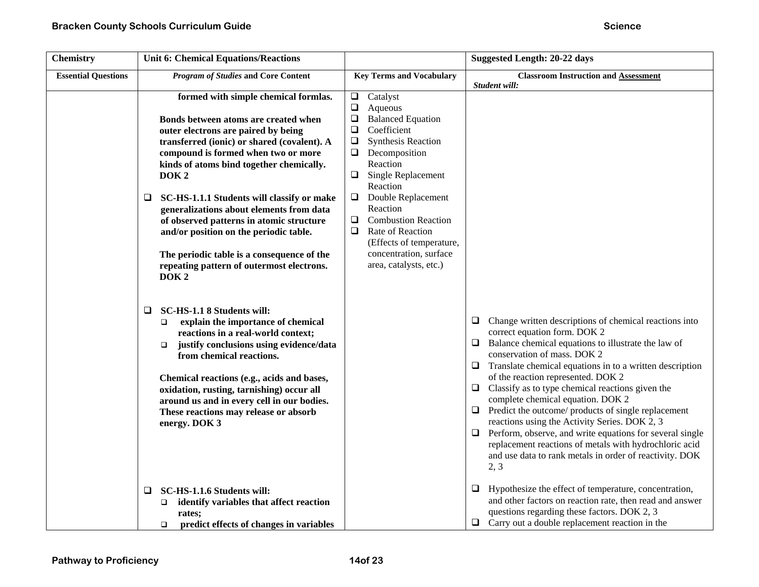| Chemistry | Unit 6: Chemical Equations/Reactions | | Suggested Length: 20-22 days |
|---|---|---|---|
| **Essential Questions** | ***Program of Studies* and Core Content** | **Key Terms and Vocabulary** | **Classroom Instruction and Assessment** *Student will:* |
| | **formed with simple chemical formlas.**<br><br>**Bonds between atoms are created when outer electrons are paired by being transferred (ionic) or shared (covalent). A compound is formed when two or more kinds of atoms bind together chemically. DOK 2**<br><br>❑ **SC-HS-1.1.1 Students will classify or make generalizations about elements from data of observed patterns in atomic structure and/or position on the periodic table.**<br><br>**The periodic table is a consequence of the repeating pattern of outermost electrons. DOK 2** | ❑ Catalyst<br>❑ Aqueous<br>❑ Balanced Equation<br>❑ Coefficient<br>❑ Synthesis Reaction<br>❑ Decomposition Reaction<br>❑ Single Replacement Reaction<br>❑ Double Replacement Reaction<br>❑ Combustion Reaction<br>❑ Rate of Reaction (Effects of temperature, concentration, surface area, catalysts, etc.) | |
| | ❑ **SC-HS-1.1 8 Students will:**<br>❑ **explain the importance of chemical reactions in a real-world context;**<br>❑ **justify conclusions using evidence/data from chemical reactions.**<br><br>**Chemical reactions (e.g., acids and bases, oxidation, rusting, tarnishing) occur all around us and in every cell in our bodies. These reactions may release or absorb energy. DOK 3** | | ❑ Change written descriptions of chemical reactions into correct equation form. DOK 2<br>❑ Balance chemical equations to illustrate the law of conservation of mass. DOK 2<br>❑ Translate chemical equations in to a written description of the reaction represented. DOK 2<br>❑ Classify as to type chemical reactions given the complete chemical equation. DOK 2<br>❑ Predict the outcome/ products of single replacement reactions using the Activity Series. DOK 2, 3<br>❑ Perform, observe, and write equations for several single replacement reactions of metals with hydrochloric acid and use data to rank metals in order of reactivity. DOK 2, 3 |
| | ❑ **SC-HS-1.1.6 Students will:**<br>❑ **identify variables that affect reaction rates;**<br>❑ **predict effects of changes in variables** | | ❑ Hypothesize the effect of temperature, concentration, and other factors on reaction rate, then read and answer questions regarding these factors. DOK 2, 3<br>❑ Carry out a double replacement reaction in the |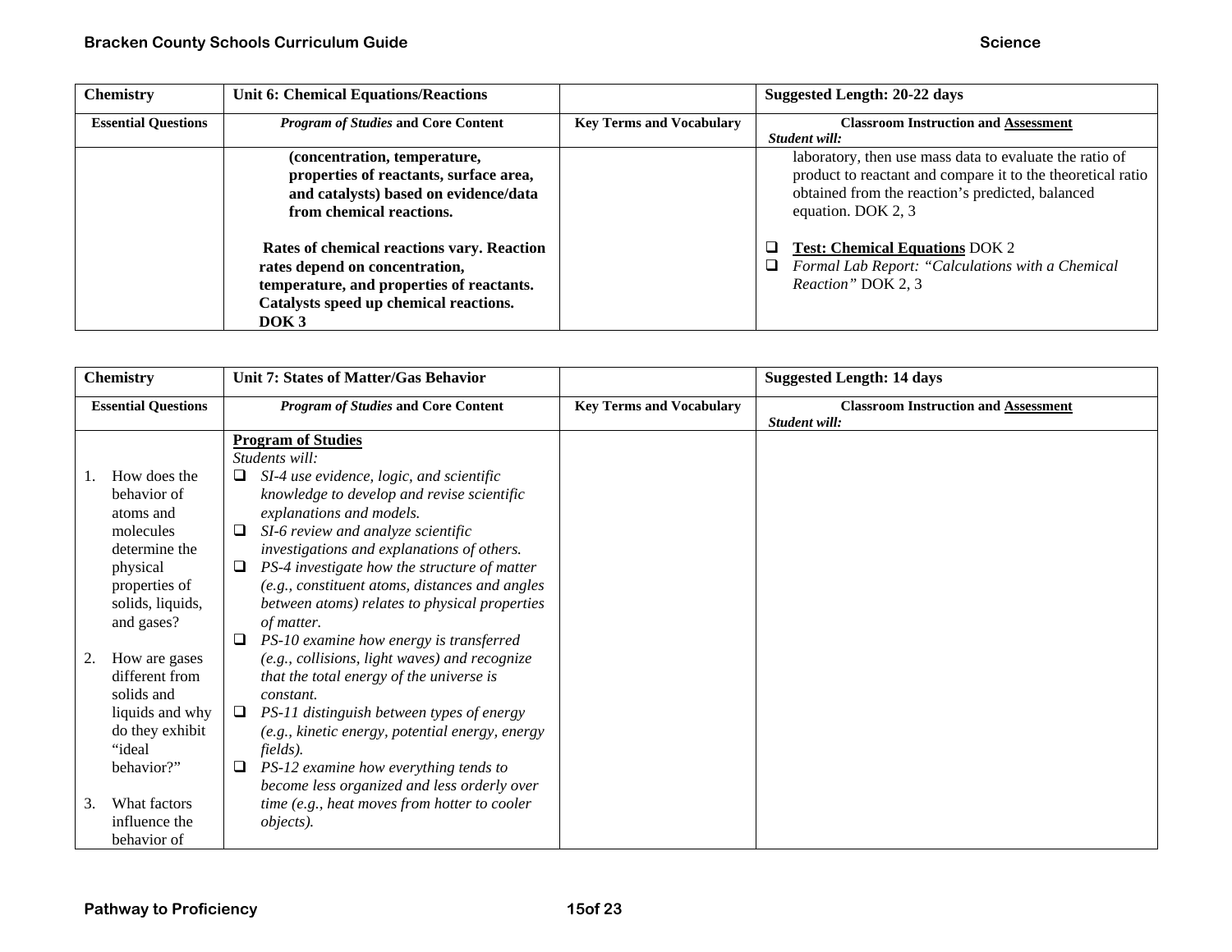| Chemistry | Unit 6: Chemical Equations/Reactions | | Suggested Length: 20-22 days |
|---|---|---|---|
| **Essential Questions** | ***Program of Studies* and Core Content** | **Key Terms and Vocabulary** | **Classroom Instruction and Assessment** *Student will:* |
| | **(concentration, temperature, properties of reactants, surface area, and catalysts) based on evidence/data from chemical reactions.**<br><br>**Rates of chemical reactions vary. Reaction rates depend on concentration, temperature, and properties of reactants. Catalysts speed up chemical reactions. DOK 3** | | laboratory, then use mass data to evaluate the ratio of product to reactant and compare it to the theoretical ratio obtained from the reaction's predicted, balanced equation. DOK 2, 3<br><br>❑ **Test: Chemical Equations** DOK 2<br>❑ *Formal Lab Report: "Calculations with a Chemical Reaction"* DOK 2, 3 |

| Chemistry | Unit 7: States of Matter/Gas Behavior | | Suggested Length: 14 days |
|---|---|---|---|
| **Essential Questions** | ***Program of Studies* and Core Content** | **Key Terms and Vocabulary** | **Classroom Instruction and Assessment** *Student will:* |
| 1. How does the behavior of atoms and molecules determine the physical properties of solids, liquids, and gases?<br><br>2. How are gases different from solids and liquids and why do they exhibit "ideal behavior?"<br><br>3. What factors influence the behavior of | **Program of Studies**<br>*Students will:*<br>❑ *SI-4 use evidence, logic, and scientific knowledge to develop and revise scientific explanations and models.*<br>❑ *SI-6 review and analyze scientific investigations and explanations of others.*<br>❑ *PS-4 investigate how the structure of matter (e.g., constituent atoms, distances and angles between atoms) relates to physical properties of matter.*<br>❑ *PS-10 examine how energy is transferred (e.g., collisions, light waves) and recognize that the total energy of the universe is constant.*<br>❑ *PS-11 distinguish between types of energy (e.g., kinetic energy, potential energy, energy fields).*<br>❑ *PS-12 examine how everything tends to become less organized and less orderly over time (e.g., heat moves from hotter to cooler objects).* | | |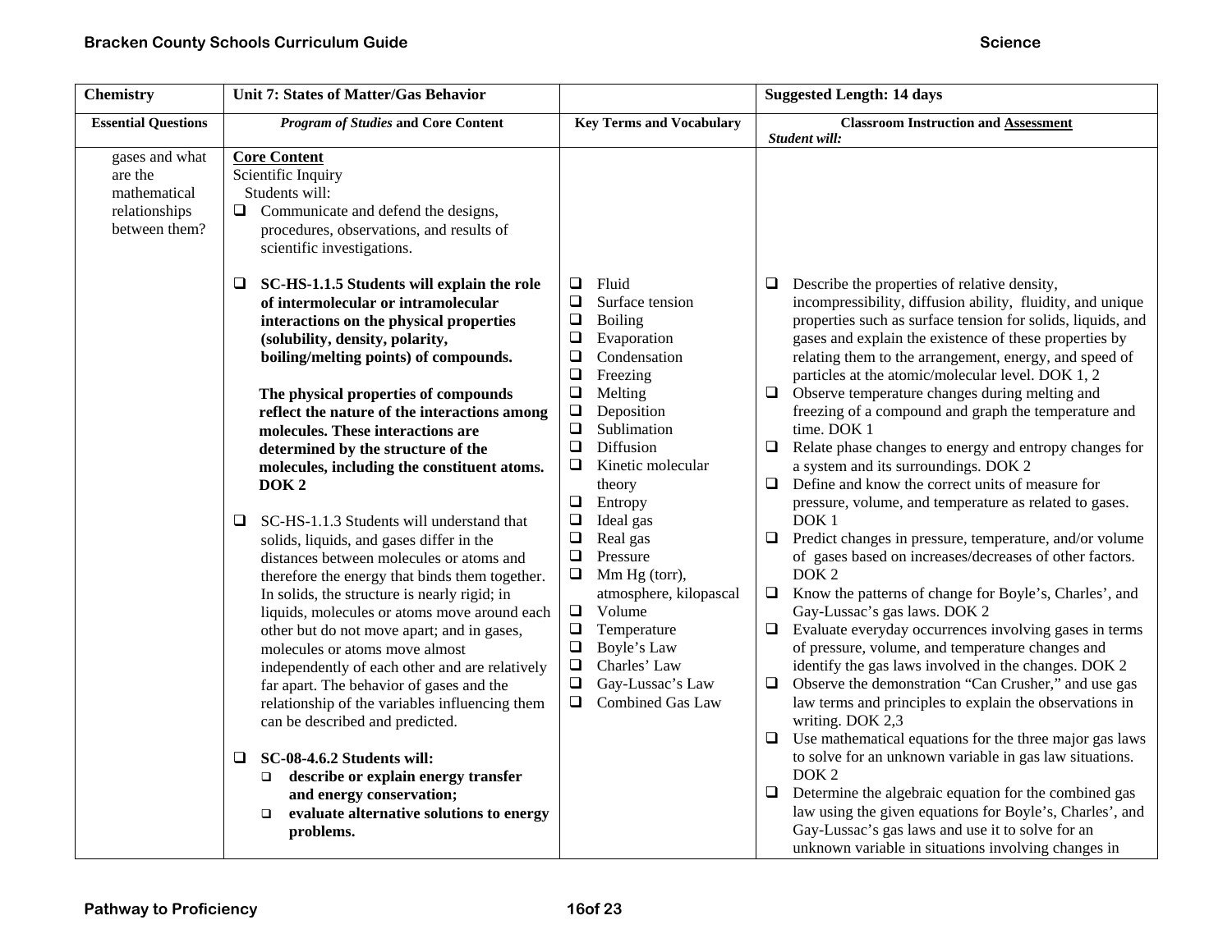| Chemistry | Unit 7: States of Matter/Gas Behavior | | Suggested Length: 14 days |
|---|---|---|---|
| **Essential Questions** | ***Program of Studies* and Core Content** | **Key Terms and Vocabulary** | **Classroom Instruction and Assessment** *Student will:* |
| gases and what are the mathematical relationships between them? | **Core Content**<br>Scientific Inquiry<br>Students will:<br>❑ Communicate and defend the designs, procedures, observations, and results of scientific investigations.<br><br>❑ **SC-HS-1.1.5 Students will explain the role of intermolecular or intramolecular interactions on the physical properties (solubility, density, polarity, boiling/melting points) of compounds.**<br><br>**The physical properties of compounds reflect the nature of the interactions among molecules. These interactions are determined by the structure of the molecules, including the constituent atoms. DOK 2**<br><br>❑ SC-HS-1.1.3 Students will understand that solids, liquids, and gases differ in the distances between molecules or atoms and therefore the energy that binds them together. In solids, the structure is nearly rigid; in liquids, molecules or atoms move around each other but do not move apart; and in gases, molecules or atoms move almost independently of each other and are relatively far apart. The behavior of gases and the relationship of the variables influencing them can be described and predicted.<br><br>❑ **SC-08-4.6.2 Students will:**<br>❑ **describe or explain energy transfer and energy conservation;**<br>❑ **evaluate alternative solutions to energy problems.** | ❑ Fluid<br>❑ Surface tension<br>❑ Boiling<br>❑ Evaporation<br>❑ Condensation<br>❑ Freezing<br>❑ Melting<br>❑ Deposition<br>❑ Sublimation<br>❑ Diffusion<br>❑ Kinetic molecular theory<br>❑ Entropy<br>❑ Ideal gas<br>❑ Real gas<br>❑ Pressure<br>❑ Mm Hg (torr), atmosphere, kilopascal<br>❑ Volume<br>❑ Temperature<br>❑ Boyle's Law<br>❑ Charles' Law<br>❑ Gay-Lussac's Law<br>❑ Combined Gas Law | ❑ Describe the properties of relative density, incompressibility, diffusion ability, fluidity, and unique properties such as surface tension for solids, liquids, and gases and explain the existence of these properties by relating them to the arrangement, energy, and speed of particles at the atomic/molecular level. DOK 1, 2<br>❑ Observe temperature changes during melting and freezing of a compound and graph the temperature and time. DOK 1<br>❑ Relate phase changes to energy and entropy changes for a system and its surroundings. DOK 2<br>❑ Define and know the correct units of measure for pressure, volume, and temperature as related to gases. DOK 1<br>❑ Predict changes in pressure, temperature, and/or volume of gases based on increases/decreases of other factors. DOK 2<br>❑ Know the patterns of change for Boyle's, Charles', and Gay-Lussac's gas laws. DOK 2<br>❑ Evaluate everyday occurrences involving gases in terms of pressure, volume, and temperature changes and identify the gas laws involved in the changes. DOK 2<br>❑ Observe the demonstration "Can Crusher," and use gas law terms and principles to explain the observations in writing. DOK 2,3<br>❑ Use mathematical equations for the three major gas laws to solve for an unknown variable in gas law situations. DOK 2<br>❑ Determine the algebraic equation for the combined gas law using the given equations for Boyle's, Charles', and Gay-Lussac's gas laws and use it to solve for an unknown variable in situations involving changes in |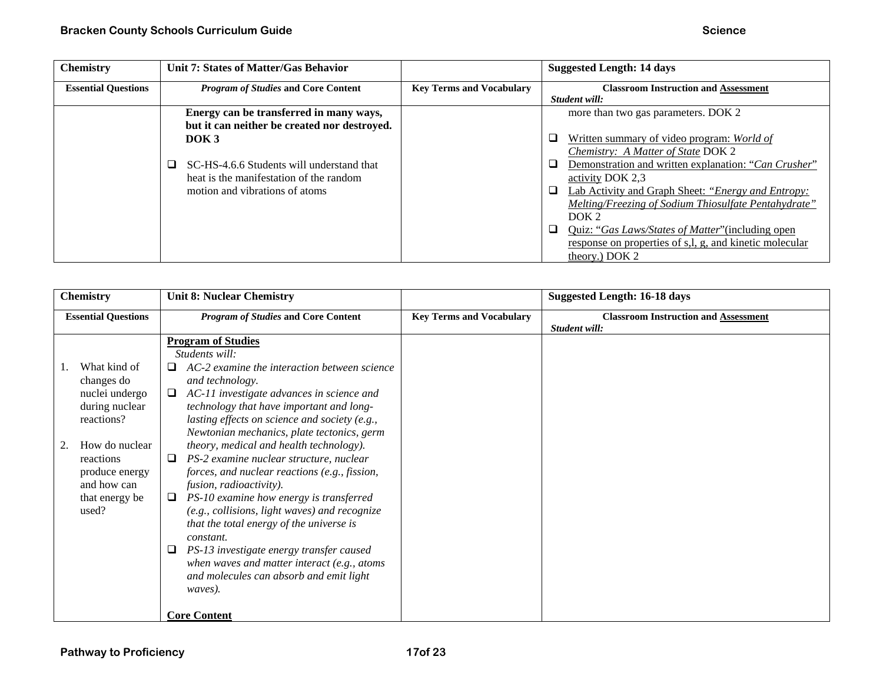| Chemistry | Unit 7: States of Matter/Gas Behavior | | Suggested Length: 14 days |
|---|---|---|---|
| **Essential Questions** | ***Program of Studies* and Core Content** | **Key Terms and Vocabulary** | **Classroom Instruction and Assessment** *Student will:* |
| | **Energy can be transferred in many ways, but it can neither be created nor destroyed. DOK 3**<br><br>❑ SC-HS-4.6.6 Students will understand that heat is the manifestation of the random motion and vibrations of atoms | | more than two gas parameters. DOK 2<br><br>❑ Written summary of video program: *World of Chemistry: A Matter of State* DOK 2<br>❑ Demonstration and written explanation: "*Can Crusher*" activity DOK 2,3<br>❑ Lab Activity and Graph Sheet: *"Energy and Entropy: Melting/Freezing of Sodium Thiosulfate Pentahydrate"* DOK 2<br>❑ Quiz: "*Gas Laws/States of Matter*"(including open response on properties of s,l, g, and kinetic molecular theory.) DOK 2 |

| Chemistry | Unit 8: Nuclear Chemistry | | Suggested Length: 16-18 days |
|---|---|---|---|
| **Essential Questions** | ***Program of Studies* and Core Content** | **Key Terms and Vocabulary** | **Classroom Instruction and Assessment** *Student will:* |
| 1. What kind of changes do nuclei undergo during nuclear reactions?<br><br>2. How do nuclear reactions produce energy and how can that energy be used? | **Program of Studies**<br>*Students will:*<br>❑ *AC-2 examine the interaction between science and technology.*<br>❑ *AC-11 investigate advances in science and technology that have important and long-lasting effects on science and society (e.g., Newtonian mechanics, plate tectonics, germ theory, medical and health technology).*<br>❑ *PS-2 examine nuclear structure, nuclear forces, and nuclear reactions (e.g., fission, fusion, radioactivity).*<br>❑ *PS-10 examine how energy is transferred (e.g., collisions, light waves) and recognize that the total energy of the universe is constant.*<br>❑ *PS-13 investigate energy transfer caused when waves and matter interact (e.g., atoms and molecules can absorb and emit light waves).*<br><br>**Core Content** | | |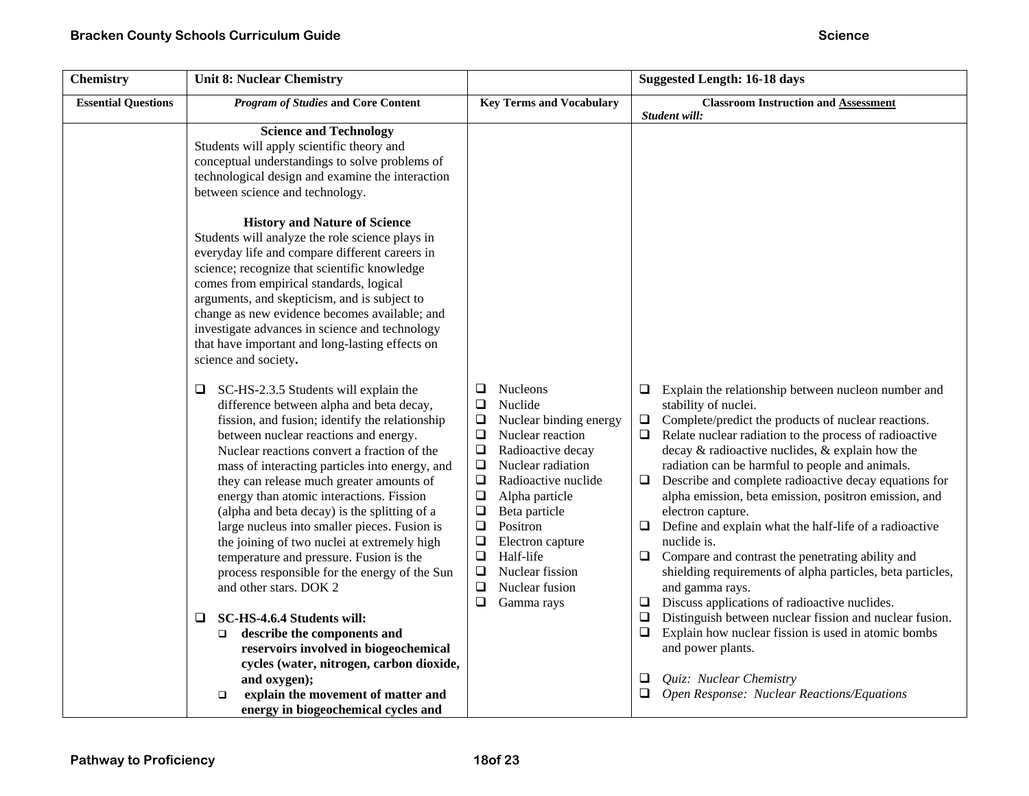| Chemistry | Unit 8: Nuclear Chemistry | | Suggested Length: 16-18 days |
|---|---|---|---|
| **Essential Questions** | ***Program of Studies* and Core Content** | **Key Terms and Vocabulary** | **Classroom Instruction and Assessment**<br>***Student will:*** |
| | **Science and Technology**<br>Students will apply scientific theory and conceptual understandings to solve problems of technological design and examine the interaction between science and technology.<br><br>**History and Nature of Science**<br>Students will analyze the role science plays in everyday life and compare different careers in science; recognize that scientific knowledge comes from empirical standards, logical arguments, and skepticism, and is subject to change as new evidence becomes available; and investigate advances in science and technology that have important and long-lasting effects on science and society**.** | | |
| | ❑ SC-HS-2.3.5 Students will explain the difference between alpha and beta decay, fission, and fusion; identify the relationship between nuclear reactions and energy. Nuclear reactions convert a fraction of the mass of interacting particles into energy, and they can release much greater amounts of energy than atomic interactions. Fission (alpha and beta decay) is the splitting of a large nucleus into smaller pieces. Fusion is the joining of two nuclei at extremely high temperature and pressure. Fusion is the process responsible for the energy of the Sun and other stars. DOK 2<br><br>❑ **SC-HS-4.6.4 Students will:**<br>❑ **describe the components and reservoirs involved in biogeochemical cycles (water, nitrogen, carbon dioxide, and oxygen);**<br>❑ **explain the movement of matter and energy in biogeochemical cycles and** | ❑ Nucleons<br>❑ Nuclide<br>❑ Nuclear binding energy<br>❑ Nuclear reaction<br>❑ Radioactive decay<br>❑ Nuclear radiation<br>❑ Radioactive nuclide<br>❑ Alpha particle<br>❑ Beta particle<br>❑ Positron<br>❑ Electron capture<br>❑ Half-life<br>❑ Nuclear fission<br>❑ Nuclear fusion<br>❑ Gamma rays | ❑ Explain the relationship between nucleon number and stability of nuclei.<br>❑ Complete/predict the products of nuclear reactions.<br>❑ Relate nuclear radiation to the process of radioactive decay & radioactive nuclides, & explain how the radiation can be harmful to people and animals.<br>❑ Describe and complete radioactive decay equations for alpha emission, beta emission, positron emission, and electron capture.<br>❑ Define and explain what the half-life of a radioactive nuclide is.<br>❑ Compare and contrast the penetrating ability and shielding requirements of alpha particles, beta particles, and gamma rays.<br>❑ Discuss applications of radioactive nuclides.<br>❑ Distinguish between nuclear fission and nuclear fusion.<br>❑ Explain how nuclear fission is used in atomic bombs and power plants.<br><br>❑ *Quiz: Nuclear Chemistry*<br>❑ *Open Response: Nuclear Reactions/Equations* |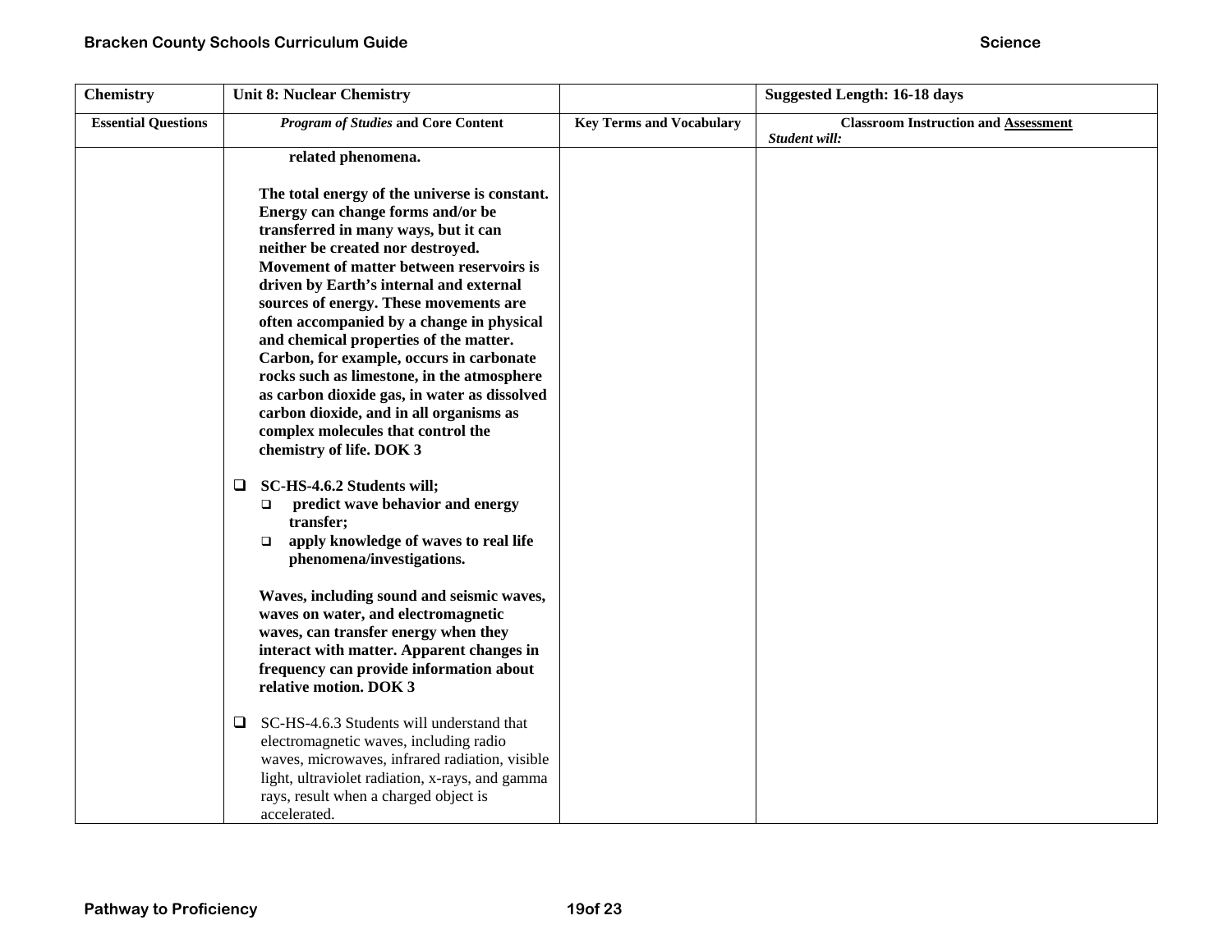| Chemistry | Unit 8: Nuclear Chemistry | | Suggested Length: 16-18 days |
|---|---|---|---|
| **Essential Questions** | ***Program of Studies* and Core Content** | **Key Terms and Vocabulary** | **Classroom Instruction and Assessment** *Student will:* |
| | **related phenomena.**<br><br>**The total energy of the universe is constant. Energy can change forms and/or be transferred in many ways, but it can neither be created nor destroyed. Movement of matter between reservoirs is driven by Earth's internal and external sources of energy. These movements are often accompanied by a change in physical and chemical properties of the matter. Carbon, for example, occurs in carbonate rocks such as limestone, in the atmosphere as carbon dioxide gas, in water as dissolved carbon dioxide, and in all organisms as complex molecules that control the chemistry of life. DOK 3**<br><br>❑ **SC-HS-4.6.2 Students will;**<br>❑ **predict wave behavior and energy transfer;**<br>❑ **apply knowledge of waves to real life phenomena/investigations.**<br><br>**Waves, including sound and seismic waves, waves on water, and electromagnetic waves, can transfer energy when they interact with matter. Apparent changes in frequency can provide information about relative motion. DOK 3**<br><br>❑ SC-HS-4.6.3 Students will understand that electromagnetic waves, including radio waves, microwaves, infrared radiation, visible light, ultraviolet radiation, x-rays, and gamma rays, result when a charged object is accelerated. | | |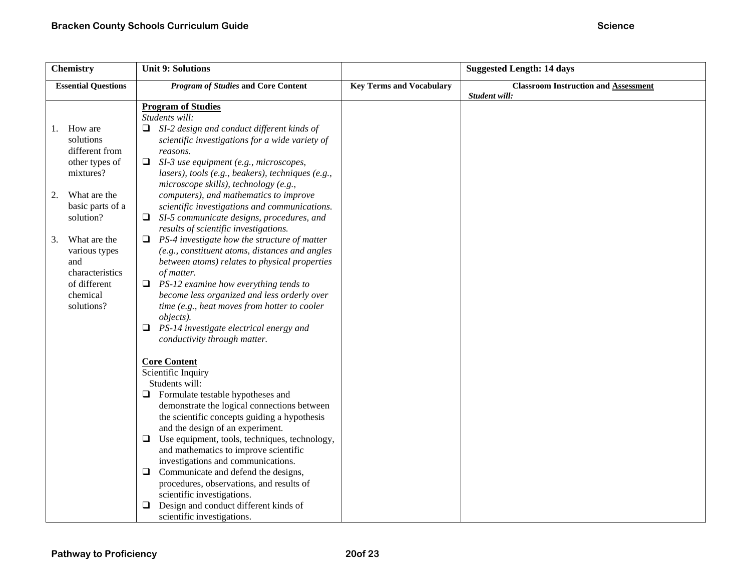| Chemistry | Unit 9: Solutions | | Suggested Length: 14 days |
|---|---|---|---|
| **Essential Questions** | ***Program of Studies* and Core Content** | **Key Terms and Vocabulary** | **Classroom Instruction and <u>Assessment</u>**<br>***Student will:*** |
| 1. How are solutions different from other types of mixtures?<br><br>2. What are the basic parts of a solution?<br><br>3. What are the various types and characteristics of different chemical solutions? | **<u>Program of Studies</u>**<br>*Students will:*<br>❑ *SI-2 design and conduct different kinds of scientific investigations for a wide variety of reasons.*<br>❑ *SI-3 use equipment (e.g., microscopes, lasers), tools (e.g., beakers), techniques (e.g., microscope skills), technology (e.g., computers), and mathematics to improve scientific investigations and communications.*<br>❑ *SI-5 communicate designs, procedures, and results of scientific investigations.*<br>❑ *PS-4 investigate how the structure of matter (e.g., constituent atoms, distances and angles between atoms) relates to physical properties of matter.*<br>❑ *PS-12 examine how everything tends to become less organized and less orderly over time (e.g., heat moves from hotter to cooler objects).*<br>❑ *PS-14 investigate electrical energy and conductivity through matter.*<br><br>**<u>Core Content</u>**<br>Scientific Inquiry<br>Students will:<br>❑ Formulate testable hypotheses and demonstrate the logical connections between the scientific concepts guiding a hypothesis and the design of an experiment.<br>❑ Use equipment, tools, techniques, technology, and mathematics to improve scientific investigations and communications.<br>❑ Communicate and defend the designs, procedures, observations, and results of scientific investigations.<br>❑ Design and conduct different kinds of scientific investigations. | | |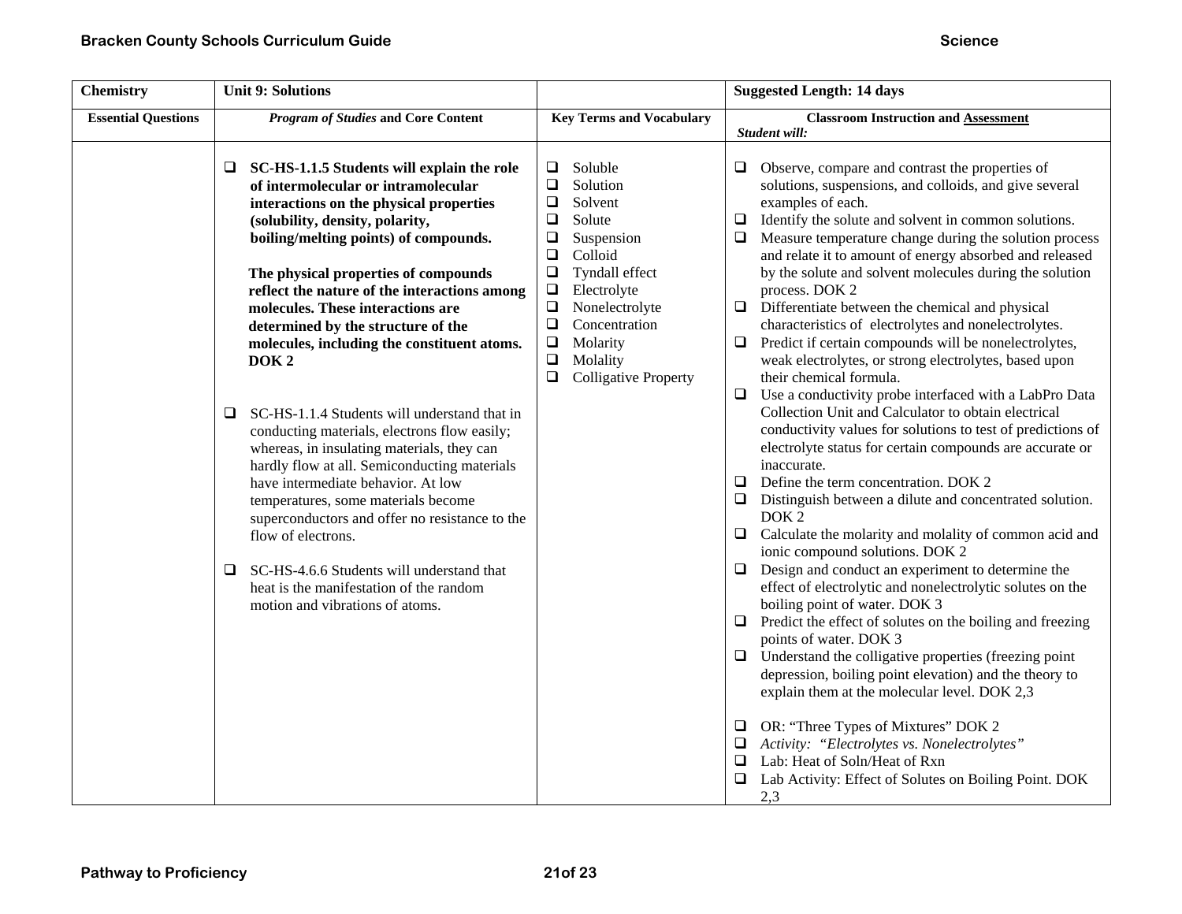| Chemistry | Unit 9: Solutions | | Suggested Length: 14 days |
|---|---|---|---|
| **Essential Questions** | ***Program of Studies* and Core Content** | **Key Terms and Vocabulary** | **Classroom Instruction and Assessment** *Student will:* |
| | ❑ **SC-HS-1.1.5 Students will explain the role of intermolecular or intramolecular interactions on the physical properties (solubility, density, polarity, boiling/melting points) of compounds.**<br><br>**The physical properties of compounds reflect the nature of the interactions among molecules. These interactions are determined by the structure of the molecules, including the constituent atoms. DOK 2**<br><br>❑ SC-HS-1.1.4 Students will understand that in conducting materials, electrons flow easily; whereas, in insulating materials, they can hardly flow at all. Semiconducting materials have intermediate behavior. At low temperatures, some materials become superconductors and offer no resistance to the flow of electrons.<br><br>❑ SC-HS-4.6.6 Students will understand that heat is the manifestation of the random motion and vibrations of atoms. | ❑ Soluble<br>❑ Solution<br>❑ Solvent<br>❑ Solute<br>❑ Suspension<br>❑ Colloid<br>❑ Tyndall effect<br>❑ Electrolyte<br>❑ Nonelectrolyte<br>❑ Concentration<br>❑ Molarity<br>❑ Molality<br>❑ Colligative Property | ❑ Observe, compare and contrast the properties of solutions, suspensions, and colloids, and give several examples of each.<br>❑ Identify the solute and solvent in common solutions.<br>❑ Measure temperature change during the solution process and relate it to amount of energy absorbed and released by the solute and solvent molecules during the solution process. DOK 2<br>❑ Differentiate between the chemical and physical characteristics of electrolytes and nonelectrolytes.<br>❑ Predict if certain compounds will be nonelectrolytes, weak electrolytes, or strong electrolytes, based upon their chemical formula.<br>❑ Use a conductivity probe interfaced with a LabPro Data Collection Unit and Calculator to obtain electrical conductivity values for solutions to test of predictions of electrolyte status for certain compounds are accurate or inaccurate.<br>❑ Define the term concentration. DOK 2<br>❑ Distinguish between a dilute and concentrated solution. DOK 2<br>❑ Calculate the molarity and molality of common acid and ionic compound solutions. DOK 2<br>❑ Design and conduct an experiment to determine the effect of electrolytic and nonelectrolytic solutes on the boiling point of water. DOK 3<br>❑ Predict the effect of solutes on the boiling and freezing points of water. DOK 3<br>❑ Understand the colligative properties (freezing point depression, boiling point elevation) and the theory to explain them at the molecular level. DOK 2,3<br><br>❑ OR: "Three Types of Mixtures" DOK 2<br>❑ *Activity: "Electrolytes vs. Nonelectrolytes"*<br>❑ Lab: Heat of Soln/Heat of Rxn<br>❑ Lab Activity: Effect of Solutes on Boiling Point. DOK 2,3 |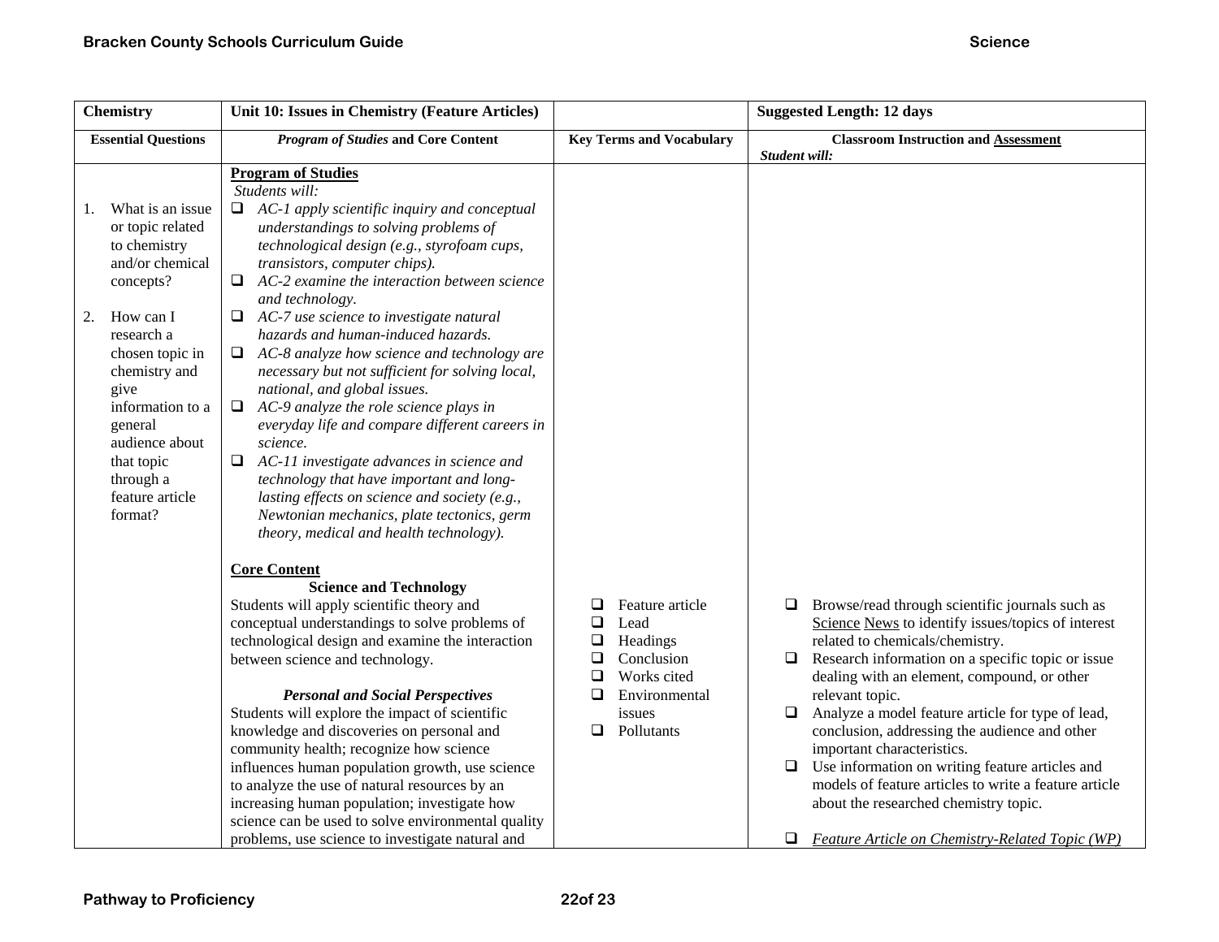| Chemistry | Unit 10: Issues in Chemistry (Feature Articles) | | Suggested Length: 12 days |
|---|---|---|---|
| **Essential Questions** | ***Program of Studies* and Core Content** | **Key Terms and Vocabulary** | **Classroom Instruction and Assessment** *Student will:* |
| 1. What is an issue or topic related to chemistry and/or chemical concepts?<br><br>2. How can I research a chosen topic in chemistry and give information to a general audience about that topic through a feature article format? | **Program of Studies**<br>*Students will:*<br>❑ *AC-1 apply scientific inquiry and conceptual understandings to solving problems of technological design (e.g., styrofoam cups, transistors, computer chips).*<br>❑ *AC-2 examine the interaction between science and technology.*<br>❑ *AC-7 use science to investigate natural hazards and human-induced hazards.*<br>❑ *AC-8 analyze how science and technology are necessary but not sufficient for solving local, national, and global issues.*<br>❑ *AC-9 analyze the role science plays in everyday life and compare different careers in science.*<br>❑ *AC-11 investigate advances in science and technology that have important and long-lasting effects on science and society (e.g., Newtonian mechanics, plate tectonics, germ theory, medical and health technology).*<br><br>**Core Content**<br>**Science and Technology**<br>Students will apply scientific theory and conceptual understandings to solve problems of technological design and examine the interaction between science and technology.<br><br>***Personal and Social Perspectives***<br>Students will explore the impact of scientific knowledge and discoveries on personal and community health; recognize how science influences human population growth, use science to analyze the use of natural resources by an increasing human population; investigate how science can be used to solve environmental quality problems, use science to investigate natural and | ❑ Feature article<br>❑ Lead<br>❑ Headings<br>❑ Conclusion<br>❑ Works cited<br>❑ Environmental issues<br>❑ Pollutants | ❑ Browse/read through scientific journals such as Science News to identify issues/topics of interest related to chemicals/chemistry.<br>❑ Research information on a specific topic or issue dealing with an element, compound, or other relevant topic.<br>❑ Analyze a model feature article for type of lead, conclusion, addressing the audience and other important characteristics.<br>❑ Use information on writing feature articles and models of feature articles to write a feature article about the researched chemistry topic.<br><br>❑ *Feature Article on Chemistry-Related Topic (WP)* |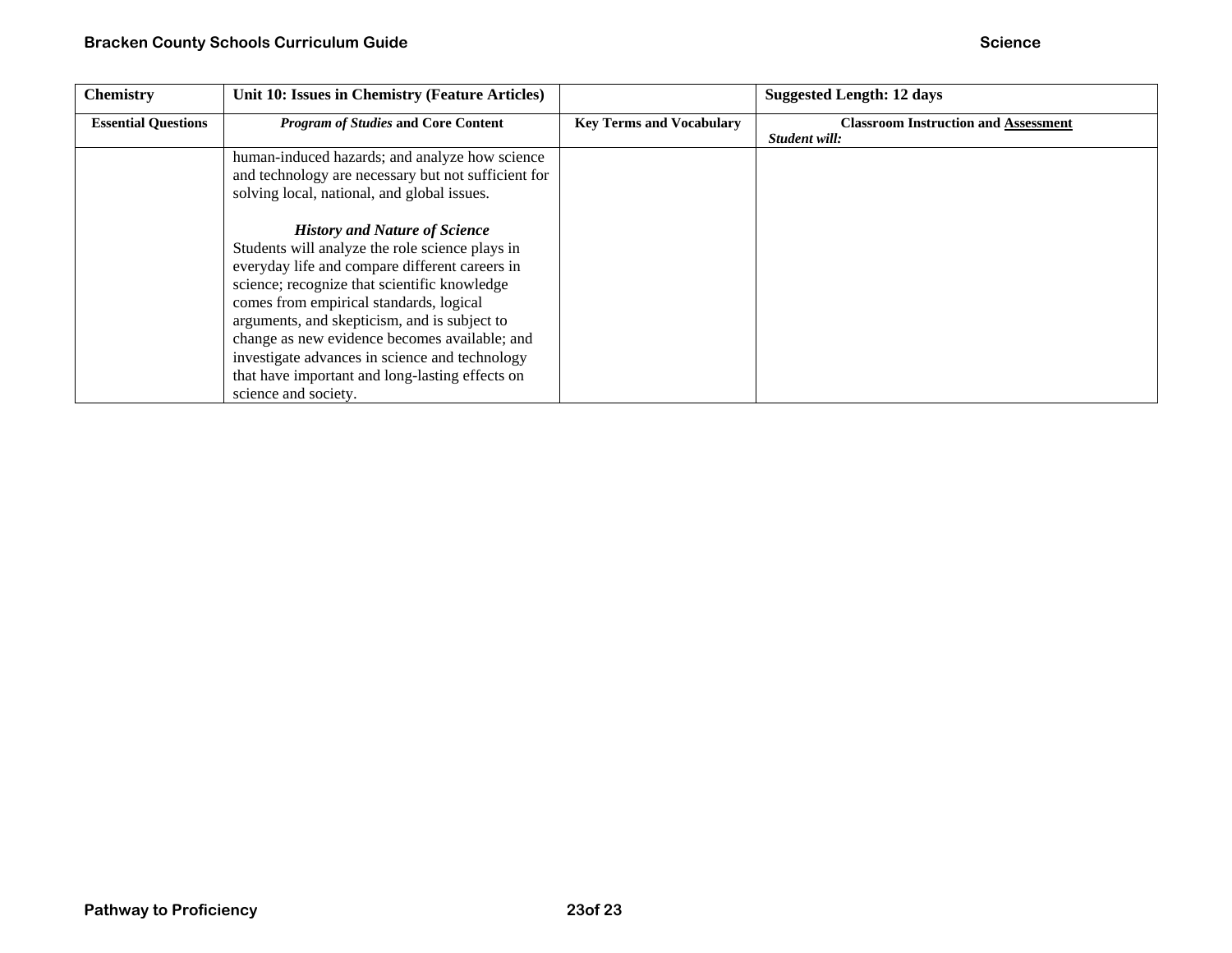| Chemistry | Unit 10: Issues in Chemistry (Feature Articles) | | Suggested Length: 12 days |
|---|---|---|---|
| **Essential Questions** | ***Program of Studies* and Core Content** | **Key Terms and Vocabulary** | **Classroom Instruction and Assessment** *Student will:* |
| | human-induced hazards; and analyze how science and technology are necessary but not sufficient for solving local, national, and global issues.<br><br>***History and Nature of Science***<br>Students will analyze the role science plays in everyday life and compare different careers in science; recognize that scientific knowledge comes from empirical standards, logical arguments, and skepticism, and is subject to change as new evidence becomes available; and investigate advances in science and technology that have important and long-lasting effects on science and society. | | |